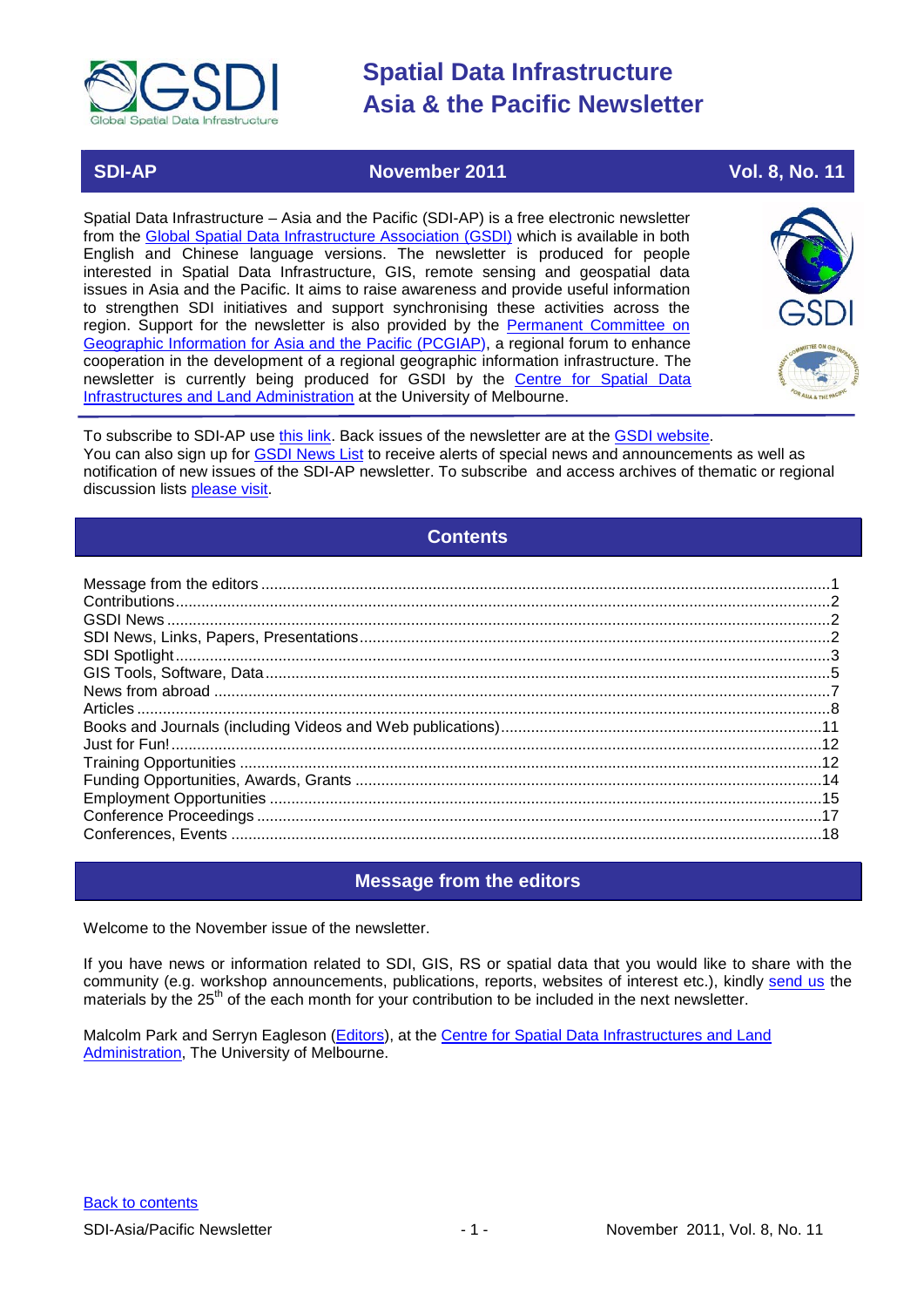# Spatial Data Infrastructure Asia & the Pacific Newsletter

**SDI-AP** | **November 2011** | **Vol. 8, No. 11**

Spatial Data Infrastructure – Asia and the Pacific (SDI-AP) is a free electronic newsletter from the Global Spatial Data Infrastructure Association (GSDI) which is available in both English and Chinese language versions. The newsletter is produced for people interested in Spatial Data Infrastructure, GIS, remote sensing and geospatial data issues in Asia and the Pacific. It aims to raise awareness and provide useful information to strengthen SDI initiatives and support synchronising these activities across the region. Support for the newsletter is also provided by the Permanent Committee on Geographic Information for Asia and the Pacific (PCGIAP), a regional forum to enhance cooperation in the development of a regional geographic information infrastructure. The newsletter is currently being produced for GSDI by the Centre for Spatial Data Infrastructures and Land Administration at the University of Melbourne.

To subscribe to SDI-AP use this link. Back issues of the newsletter are at the GSDI website.
You can also sign up for GSDI News List to receive alerts of special news and announcements as well as notification of new issues of the SDI-AP newsletter. To subscribe and access archives of thematic or regional discussion lists please visit.

## Contents

- Message from the editors ........ 1
- Contributions ........ 2
- GSDI News ........ 2
- SDI News, Links, Papers, Presentations ........ 2
- SDI Spotlight ........ 3
- GIS Tools, Software, Data ........ 5
- News from abroad ........ 7
- Articles ........ 8
- Books and Journals (including Videos and Web publications) ........ 11
- Just for Fun! ........ 12
- Training Opportunities ........ 12
- Funding Opportunities, Awards, Grants ........ 14
- Employment Opportunities ........ 15
- Conference Proceedings ........ 17
- Conferences, Events ........ 18

## Message from the editors

Welcome to the November issue of the newsletter.

If you have news or information related to SDI, GIS, RS or spatial data that you would like to share with the community (e.g. workshop announcements, publications, reports, websites of interest etc.), kindly send us the materials by the 25th of the each month for your contribution to be included in the next newsletter.

Malcolm Park and Serryn Eagleson (Editors), at the Centre for Spatial Data Infrastructures and Land Administration, The University of Melbourne.

Back to contents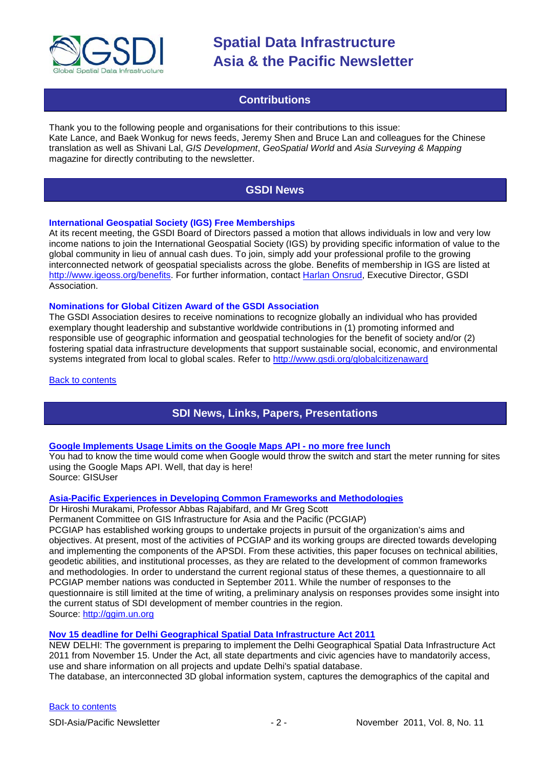## Contributions

Thank you to the following people and organisations for their contributions to this issue:
Kate Lance, and Baek Wonkug for news feeds, Jeremy Shen and Bruce Lan and colleagues for the Chinese translation as well as Shivani Lal, *GIS Development*, *GeoSpatial World* and *Asia Surveying & Mapping* magazine for directly contributing to the newsletter.

## GSDI News

### International Geospatial Society (IGS) Free Memberships

At its recent meeting, the GSDI Board of Directors passed a motion that allows individuals in low and very low income nations to join the International Geospatial Society (IGS) by providing specific information of value to the global community in lieu of annual cash dues. To join, simply add your professional profile to the growing interconnected network of geospatial specialists across the globe. Benefits of membership in IGS are listed at http://www.igeoss.org/benefits. For further information, contact Harlan Onsrud, Executive Director, GSDI Association.

### Nominations for Global Citizen Award of the GSDI Association

The GSDI Association desires to receive nominations to recognize globally an individual who has provided exemplary thought leadership and substantive worldwide contributions in (1) promoting informed and responsible use of geographic information and geospatial technologies for the benefit of society and/or (2) fostering spatial data infrastructure developments that support sustainable social, economic, and environmental systems integrated from local to global scales. Refer to http://www.gsdi.org/globalcitizenaward

Back to contents

## SDI News, Links, Papers, Presentations

### Google Implements Usage Limits on the Google Maps API - no more free lunch

You had to know the time would come when Google would throw the switch and start the meter running for sites using the Google Maps API. Well, that day is here!
Source: GISUser

### Asia-Pacific Experiences in Developing Common Frameworks and Methodologies

Dr Hiroshi Murakami, Professor Abbas Rajabifard, and Mr Greg Scott
Permanent Committee on GIS Infrastructure for Asia and the Pacific (PCGIAP)
PCGIAP has established working groups to undertake projects in pursuit of the organization's aims and objectives. At present, most of the activities of PCGIAP and its working groups are directed towards developing and implementing the components of the APSDI. From these activities, this paper focuses on technical abilities, geodetic abilities, and institutional processes, as they are related to the development of common frameworks and methodologies. In order to understand the current regional status of these themes, a questionnaire to all PCGIAP member nations was conducted in September 2011. While the number of responses to the questionnaire is still limited at the time of writing, a preliminary analysis on responses provides some insight into the current status of SDI development of member countries in the region.
Source: http://ggim.un.org

### Nov 15 deadline for Delhi Geographical Spatial Data Infrastructure Act 2011

NEW DELHI: The government is preparing to implement the Delhi Geographical Spatial Data Infrastructure Act 2011 from November 15. Under the Act, all state departments and civic agencies have to mandatorily access, use and share information on all projects and update Delhi's spatial database.
The database, an interconnected 3D global information system, captures the demographics of the capital and

Back to contents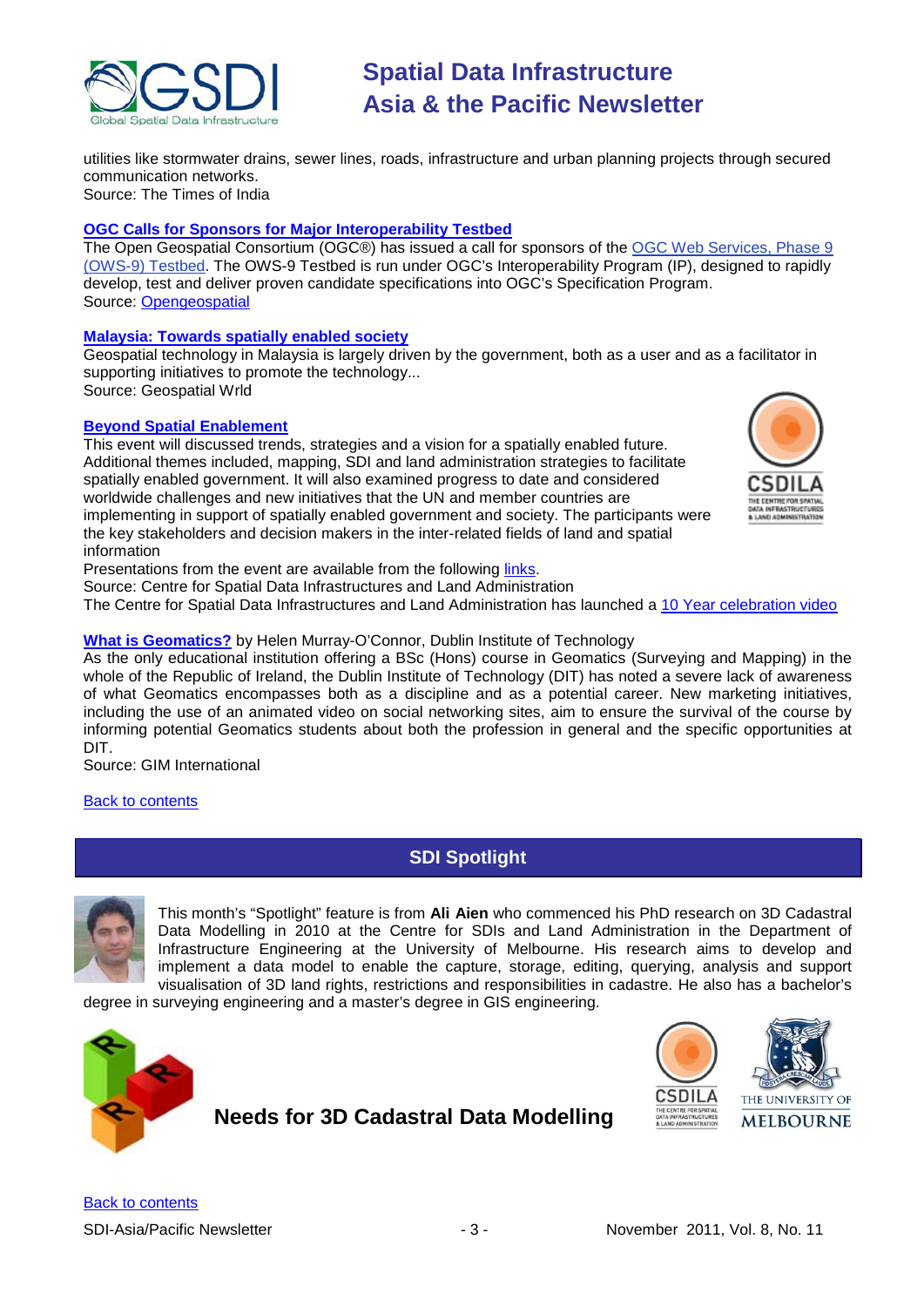utilities like stormwater drains, sewer lines, roads, infrastructure and urban planning projects through secured communication networks.
Source: The Times of India

**OGC Calls for Sponsors for Major Interoperability Testbed**
The Open Geospatial Consortium (OGC®) has issued a call for sponsors of the OGC Web Services, Phase 9 (OWS-9) Testbed. The OWS-9 Testbed is run under OGC's Interoperability Program (IP), designed to rapidly develop, test and deliver proven candidate specifications into OGC's Specification Program.
Source: Opengeospatial

**Malaysia: Towards spatially enabled society**
Geospatial technology in Malaysia is largely driven by the government, both as a user and as a facilitator in supporting initiatives to promote the technology...
Source: Geospatial Wrld

**Beyond Spatial Enablement**
This event will discussed trends, strategies and a vision for a spatially enabled future. Additional themes included, mapping, SDI and land administration strategies to facilitate spatially enabled government. It will also examined progress to date and considered worldwide challenges and new initiatives that the UN and member countries are implementing in support of spatially enabled government and society. The participants were the key stakeholders and decision makers in the inter-related fields of land and spatial information
Presentations from the event are available from the following links.
Source: Centre for Spatial Data Infrastructures and Land Administration
The Centre for Spatial Data Infrastructures and Land Administration has launched a 10 Year celebration video

**What is Geomatics?** by Helen Murray-O'Connor, Dublin Institute of Technology
As the only educational institution offering a BSc (Hons) course in Geomatics (Surveying and Mapping) in the whole of the Republic of Ireland, the Dublin Institute of Technology (DIT) has noted a severe lack of awareness of what Geomatics encompasses both as a discipline and as a potential career. New marketing initiatives, including the use of an animated video on social networking sites, aim to ensure the survival of the course by informing potential Geomatics students about both the profession in general and the specific opportunities at DIT.
Source: GIM International

Back to contents

## SDI Spotlight

This month's "Spotlight" feature is from **Ali Aien** who commenced his PhD research on 3D Cadastral Data Modelling in 2010 at the Centre for SDIs and Land Administration in the Department of Infrastructure Engineering at the University of Melbourne. His research aims to develop and implement a data model to enable the capture, storage, editing, querying, analysis and support visualisation of 3D land rights, restrictions and responsibilities in cadastre. He also has a bachelor's degree in surveying engineering and a master's degree in GIS engineering.

### Needs for 3D Cadastral Data Modelling

Back to contents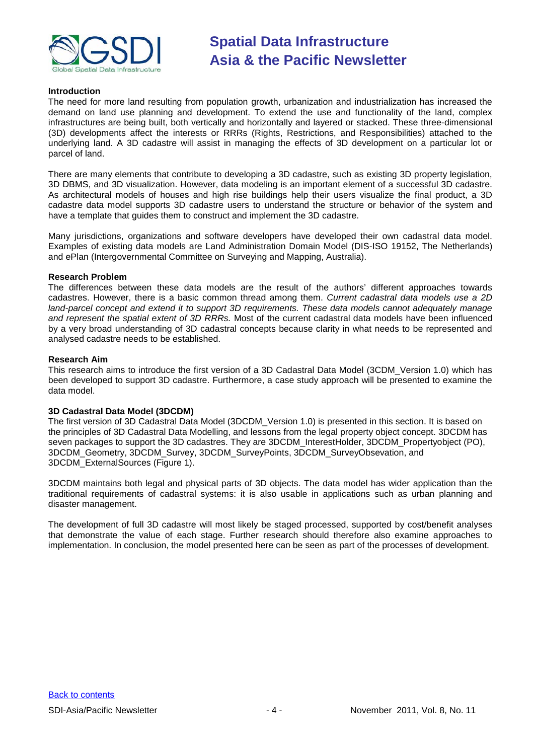**Introduction**

The need for more land resulting from population growth, urbanization and industrialization has increased the demand on land use planning and development. To extend the use and functionality of the land, complex infrastructures are being built, both vertically and horizontally and layered or stacked. These three-dimensional (3D) developments affect the interests or RRRs (Rights, Restrictions, and Responsibilities) attached to the underlying land. A 3D cadastre will assist in managing the effects of 3D development on a particular lot or parcel of land.

There are many elements that contribute to developing a 3D cadastre, such as existing 3D property legislation, 3D DBMS, and 3D visualization. However, data modeling is an important element of a successful 3D cadastre. As architectural models of houses and high rise buildings help their users visualize the final product, a 3D cadastre data model supports 3D cadastre users to understand the structure or behavior of the system and have a template that guides them to construct and implement the 3D cadastre.

Many jurisdictions, organizations and software developers have developed their own cadastral data model. Examples of existing data models are Land Administration Domain Model (DIS-ISO 19152, The Netherlands) and ePlan (Intergovernmental Committee on Surveying and Mapping, Australia).

**Research Problem**

The differences between these data models are the result of the authors' different approaches towards cadastres. However, there is a basic common thread among them. *Current cadastral data models use a 2D land-parcel concept and extend it to support 3D requirements. These data models cannot adequately manage and represent the spatial extent of 3D RRRs.* Most of the current cadastral data models have been influenced by a very broad understanding of 3D cadastral concepts because clarity in what needs to be represented and analysed cadastre needs to be established.

**Research Aim**

This research aims to introduce the first version of a 3D Cadastral Data Model (3CDM_Version 1.0) which has been developed to support 3D cadastre. Furthermore, a case study approach will be presented to examine the data model.

**3D Cadastral Data Model (3DCDM)**

The first version of 3D Cadastral Data Model (3DCDM_Version 1.0) is presented in this section. It is based on the principles of 3D Cadastral Data Modelling, and lessons from the legal property object concept. 3DCDM has seven packages to support the 3D cadastres. They are 3DCDM_InterestHolder, 3DCDM_Propertyobject (PO), 3DCDM_Geometry, 3DCDM_Survey, 3DCDM_SurveyPoints, 3DCDM_SurveyObsevation, and 3DCDM_ExternalSources (Figure 1).

3DCDM maintains both legal and physical parts of 3D objects. The data model has wider application than the traditional requirements of cadastral systems: it is also usable in applications such as urban planning and disaster management.

The development of full 3D cadastre will most likely be staged processed, supported by cost/benefit analyses that demonstrate the value of each stage. Further research should therefore also examine approaches to implementation. In conclusion, the model presented here can be seen as part of the processes of development.

Back to contents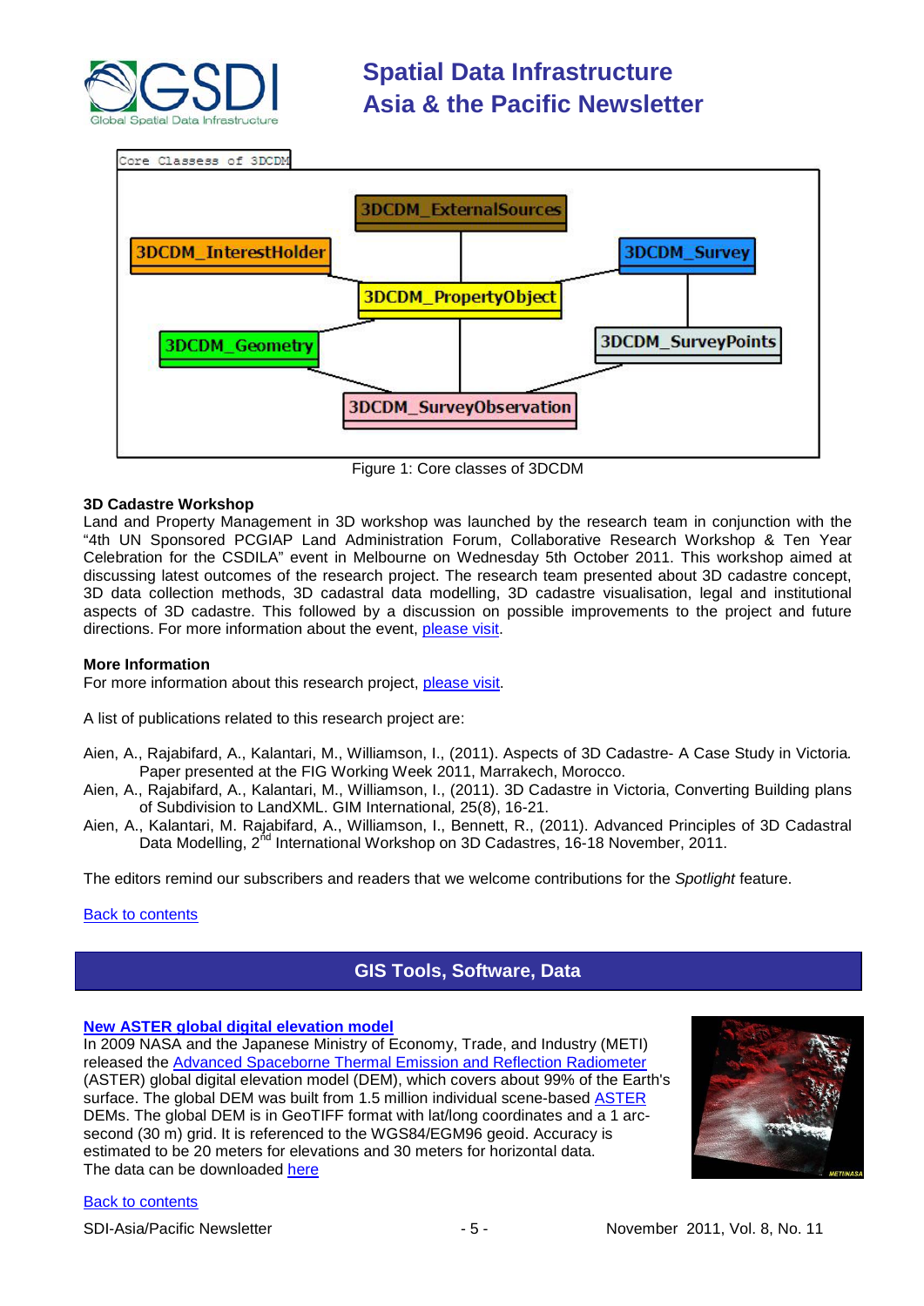Figure 1: Core classes of 3DCDM

### 3D Cadastre Workshop

Land and Property Management in 3D workshop was launched by the research team in conjunction with the "4th UN Sponsored PCGIAP Land Administration Forum, Collaborative Research Workshop & Ten Year Celebration for the CSDILA" event in Melbourne on Wednesday 5th October 2011. This workshop aimed at discussing latest outcomes of the research project. The research team presented about 3D cadastre concept, 3D data collection methods, 3D cadastral data modelling, 3D cadastre visualisation, legal and institutional aspects of 3D cadastre. This followed by a discussion on possible improvements to the project and future directions. For more information about the event, please visit.

### More Information

For more information about this research project, please visit.

A list of publications related to this research project are:

Aien, A., Rajabifard, A., Kalantari, M., Williamson, I., (2011). Aspects of 3D Cadastre- A Case Study in Victoria. Paper presented at the FIG Working Week 2011, Marrakech, Morocco.

Aien, A., Rajabifard, A., Kalantari, M., Williamson, I., (2011). 3D Cadastre in Victoria, Converting Building plans of Subdivision to LandXML. GIM International, 25(8), 16-21.

Aien, A., Kalantari, M. Rajabifard, A., Williamson, I., Bennett, R., (2011). Advanced Principles of 3D Cadastral Data Modelling, 2nd International Workshop on 3D Cadastres, 16-18 November, 2011.

The editors remind our subscribers and readers that we welcome contributions for the *Spotlight* feature.

Back to contents

## GIS Tools, Software, Data

### New ASTER global digital elevation model

In 2009 NASA and the Japanese Ministry of Economy, Trade, and Industry (METI) released the Advanced Spaceborne Thermal Emission and Reflection Radiometer (ASTER) global digital elevation model (DEM), which covers about 99% of the Earth's surface. The global DEM was built from 1.5 million individual scene-based ASTER DEMs. The global DEM is in GeoTIFF format with lat/long coordinates and a 1 arc-second (30 m) grid. It is referenced to the WGS84/EGM96 geoid. Accuracy is estimated to be 20 meters for elevations and 30 meters for horizontal data.
The data can be downloaded here

Back to contents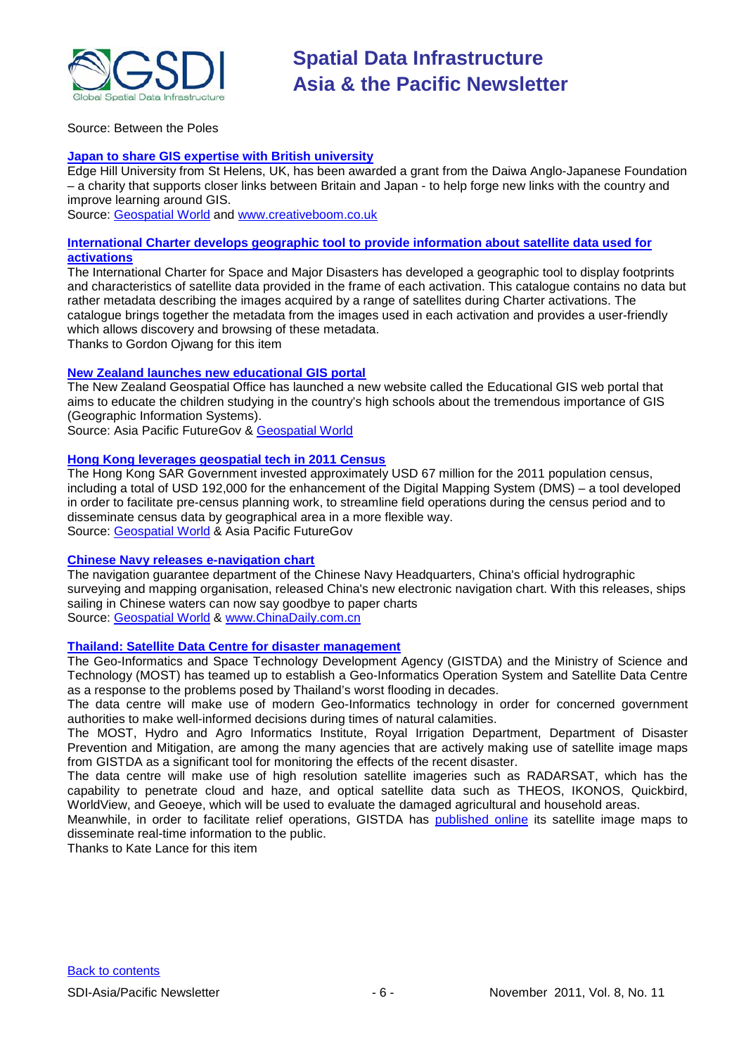Source: Between the Poles

### Japan to share GIS expertise with British university

Edge Hill University from St Helens, UK, has been awarded a grant from the Daiwa Anglo-Japanese Foundation – a charity that supports closer links between Britain and Japan - to help forge new links with the country and improve learning around GIS.

Source: Geospatial World and www.creativeboom.co.uk

### International Charter develops geographic tool to provide information about satellite data used for activations

The International Charter for Space and Major Disasters has developed a geographic tool to display footprints and characteristics of satellite data provided in the frame of each activation. This catalogue contains no data but rather metadata describing the images acquired by a range of satellites during Charter activations. The catalogue brings together the metadata from the images used in each activation and provides a user-friendly which allows discovery and browsing of these metadata.

Thanks to Gordon Ojwang for this item

### New Zealand launches new educational GIS portal

The New Zealand Geospatial Office has launched a new website called the Educational GIS web portal that aims to educate the children studying in the country's high schools about the tremendous importance of GIS (Geographic Information Systems).

Source: Asia Pacific FutureGov & Geospatial World

### Hong Kong leverages geospatial tech in 2011 Census

The Hong Kong SAR Government invested approximately USD 67 million for the 2011 population census, including a total of USD 192,000 for the enhancement of the Digital Mapping System (DMS) – a tool developed in order to facilitate pre-census planning work, to streamline field operations during the census period and to disseminate census data by geographical area in a more flexible way.

Source: Geospatial World & Asia Pacific FutureGov

### Chinese Navy releases e-navigation chart

The navigation guarantee department of the Chinese Navy Headquarters, China's official hydrographic surveying and mapping organisation, released China's new electronic navigation chart. With this releases, ships sailing in Chinese waters can now say goodbye to paper charts

Source: Geospatial World & www.ChinaDaily.com.cn

### Thailand: Satellite Data Centre for disaster management

The Geo-Informatics and Space Technology Development Agency (GISTDA) and the Ministry of Science and Technology (MOST) has teamed up to establish a Geo-Informatics Operation System and Satellite Data Centre as a response to the problems posed by Thailand's worst flooding in decades.

The data centre will make use of modern Geo-Informatics technology in order for concerned government authorities to make well-informed decisions during times of natural calamities.

The MOST, Hydro and Agro Informatics Institute, Royal Irrigation Department, Department of Disaster Prevention and Mitigation, are among the many agencies that are actively making use of satellite image maps from GISTDA as a significant tool for monitoring the effects of the recent disaster.

The data centre will make use of high resolution satellite imageries such as RADARSAT, which has the capability to penetrate cloud and haze, and optical satellite data such as THEOS, IKONOS, Quickbird, WorldView, and Geoeye, which will be used to evaluate the damaged agricultural and household areas.

Meanwhile, in order to facilitate relief operations, GISTDA has published online its satellite image maps to disseminate real-time information to the public.

Thanks to Kate Lance for this item

Back to contents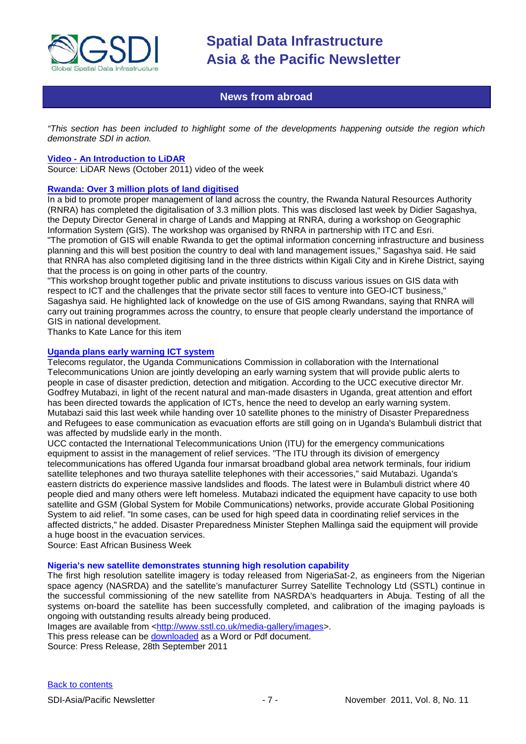## News from abroad

*"This section has been included to highlight some of the developments happening outside the region which demonstrate SDI in action.*

### Video - An Introduction to LiDAR

Source: LiDAR News (October 2011) video of the week

### Rwanda: Over 3 million plots of land digitised

In a bid to promote proper management of land across the country, the Rwanda Natural Resources Authority (RNRA) has completed the digitalisation of 3.3 million plots. This was disclosed last week by Didier Sagashya, the Deputy Director General in charge of Lands and Mapping at RNRA, during a workshop on Geographic Information System (GIS). The workshop was organised by RNRA in partnership with ITC and Esri.

"The promotion of GIS will enable Rwanda to get the optimal information concerning infrastructure and business planning and this will best position the country to deal with land management issues," Sagashya said. He said that RNRA has also completed digitising land in the three districts within Kigali City and in Kirehe District, saying that the process is on going in other parts of the country.

"This workshop brought together public and private institutions to discuss various issues on GIS data with respect to ICT and the challenges that the private sector still faces to venture into GEO-ICT business," Sagashya said. He highlighted lack of knowledge on the use of GIS among Rwandans, saying that RNRA will carry out training programmes across the country, to ensure that people clearly understand the importance of GIS in national development.

Thanks to Kate Lance for this item

### Uganda plans early warning ICT system

Telecoms regulator, the Uganda Communications Commission in collaboration with the International Telecommunications Union are jointly developing an early warning system that will provide public alerts to people in case of disaster prediction, detection and mitigation. According to the UCC executive director Mr. Godfrey Mutabazi, in light of the recent natural and man-made disasters in Uganda, great attention and effort has been directed towards the application of ICTs, hence the need to develop an early warning system. Mutabazi said this last week while handing over 10 satellite phones to the ministry of Disaster Preparedness and Refugees to ease communication as evacuation efforts are still going on in Uganda's Bulambuli district that was affected by mudslide early in the month.

UCC contacted the International Telecommunications Union (ITU) for the emergency communications equipment to assist in the management of relief services. "The ITU through its division of emergency telecommunications has offered Uganda four inmarsat broadband global area network terminals, four iridium satellite telephones and two thuraya satellite telephones with their accessories," said Mutabazi. Uganda's eastern districts do experience massive landslides and floods. The latest were in Bulambuli district where 40 people died and many others were left homeless. Mutabazi indicated the equipment have capacity to use both satellite and GSM (Global System for Mobile Communications) networks, provide accurate Global Positioning System to aid relief. "In some cases, can be used for high speed data in coordinating relief services in the affected districts," he added. Disaster Preparedness Minister Stephen Mallinga said the equipment will provide a huge boost in the evacuation services.

Source: East African Business Week

### Nigeria's new satellite demonstrates stunning high resolution capability

The first high resolution satellite imagery is today released from NigeriaSat-2, as engineers from the Nigerian space agency (NASRDA) and the satellite's manufacturer Surrey Satellite Technology Ltd (SSTL) continue in the successful commissioning of the new satellite from NASRDA's headquarters in Abuja. Testing of all the systems on-board the satellite has been successfully completed, and calibration of the imaging payloads is ongoing with outstanding results already being produced.

Images are available from <http://www.sstl.co.uk/media-gallery/images>.

This press release can be downloaded as a Word or Pdf document.

Source: Press Release, 28th September 2011

Back to contents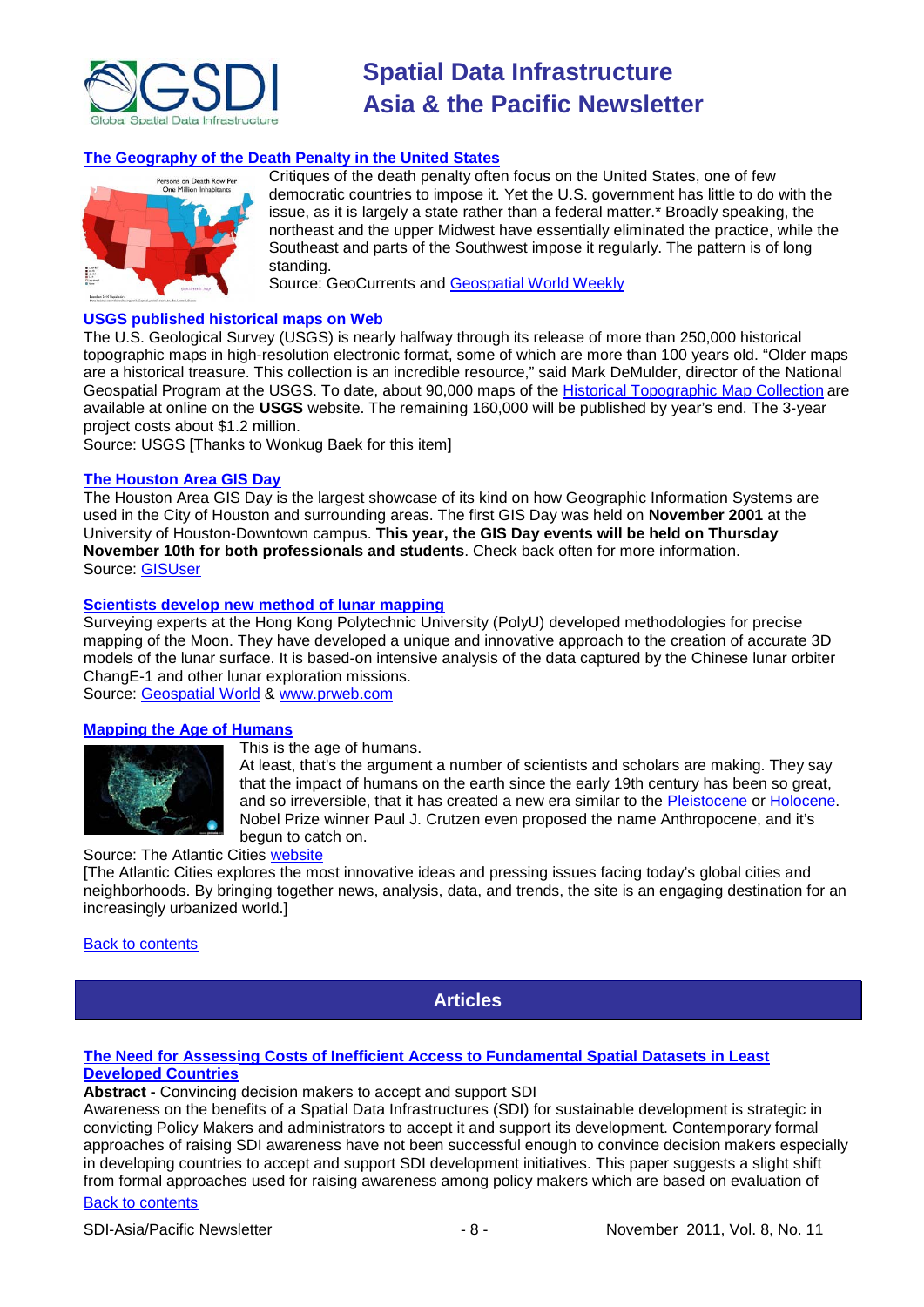### [The Geography of the Death Penalty in the United States]

Critiques of the death penalty often focus on the United States, one of few democratic countries to impose it. Yet the U.S. government has little to do with the issue, as it is largely a state rather than a federal matter.* Broadly speaking, the northeast and the upper Midwest have essentially eliminated the practice, while the Southeast and parts of the Southwest impose it regularly. The pattern is of long standing.

Source: GeoCurrents and [Geospatial World Weekly]

### USGS published historical maps on Web

The U.S. Geological Survey (USGS) is nearly halfway through its release of more than 250,000 historical topographic maps in high-resolution electronic format, some of which are more than 100 years old. "Older maps are a historical treasure. This collection is an incredible resource," said Mark DeMulder, director of the National Geospatial Program at the USGS. To date, about 90,000 maps of the [Historical Topographic Map Collection] are available at online on the **USGS** website. The remaining 160,000 will be published by year's end. The 3-year project costs about $1.2 million.

Source: USGS [Thanks to Wonkug Baek for this item]

### [The Houston Area GIS Day]

The Houston Area GIS Day is the largest showcase of its kind on how Geographic Information Systems are used in the City of Houston and surrounding areas. The first GIS Day was held on **November 2001** at the University of Houston-Downtown campus. **This year, the GIS Day events will be held on Thursday November 10th for both professionals and students**. Check back often for more information.

Source: [GISUser]

### [Scientists develop new method of lunar mapping]

Surveying experts at the Hong Kong Polytechnic University (PolyU) developed methodologies for precise mapping of the Moon. They have developed a unique and innovative approach to the creation of accurate 3D models of the lunar surface. It is based-on intensive analysis of the data captured by the Chinese lunar orbiter ChangE-1 and other lunar exploration missions.

Source: [Geospatial World] & [www.prweb.com]

### [Mapping the Age of Humans]

This is the age of humans.

At least, that's the argument a number of scientists and scholars are making. They say that the impact of humans on the earth since the early 19th century has been so great, and so irreversible, that it has created a new era similar to the [Pleistocene] or [Holocene]. Nobel Prize winner Paul J. Crutzen even proposed the name Anthropocene, and it's begun to catch on.

Source: The Atlantic Cities [website]

[The Atlantic Cities explores the most innovative ideas and pressing issues facing today's global cities and neighborhoods. By bringing together news, analysis, data, and trends, the site is an engaging destination for an increasingly urbanized world.]

[Back to contents]

## Articles

### [The Need for Assessing Costs of Inefficient Access to Fundamental Spatial Datasets in Least Developed Countries]

**Abstract -** Convincing decision makers to accept and support SDI

Awareness on the benefits of a Spatial Data Infrastructures (SDI) for sustainable development is strategic in convicting Policy Makers and administrators to accept it and support its development. Contemporary formal approaches of raising SDI awareness have not been successful enough to convince decision makers especially in developing countries to accept and support SDI development initiatives. This paper suggests a slight shift from formal approaches used for raising awareness among policy makers which are based on evaluation of

[Back to contents]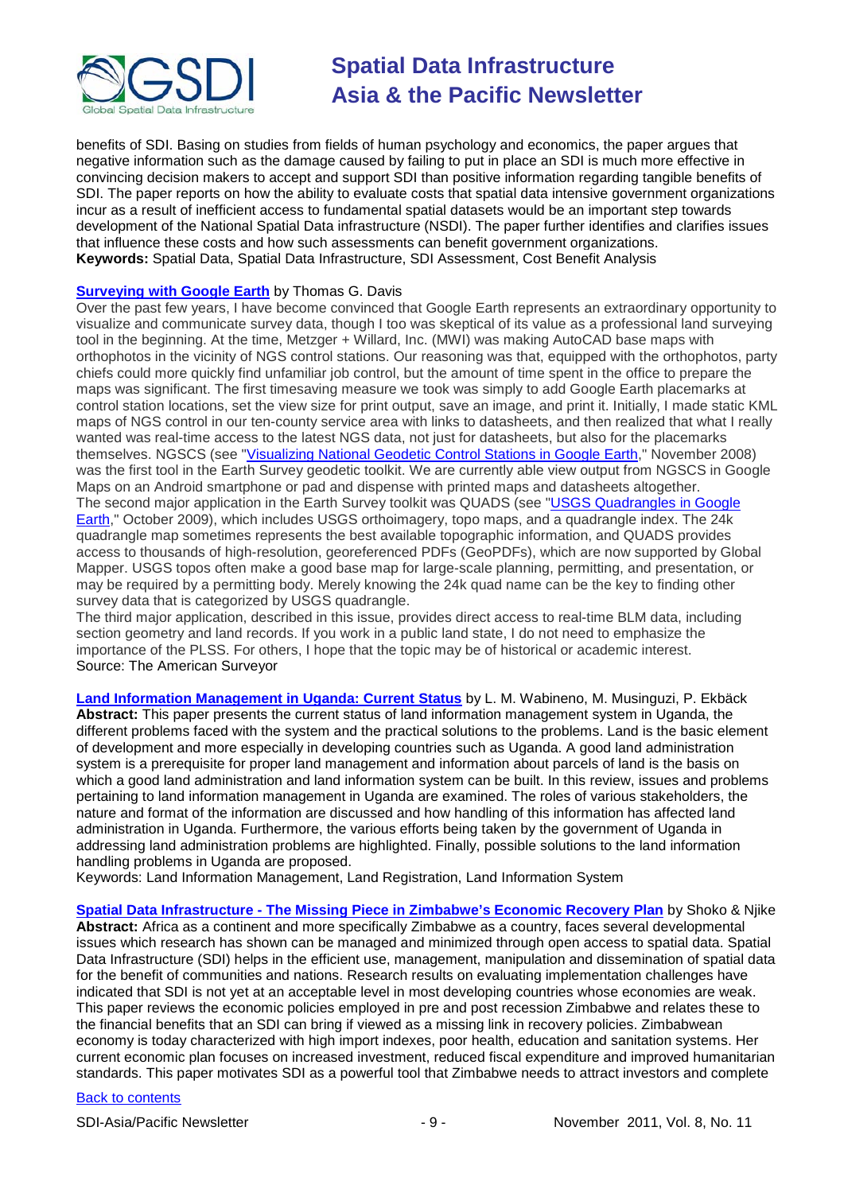benefits of SDI. Basing on studies from fields of human psychology and economics, the paper argues that negative information such as the damage caused by failing to put in place an SDI is much more effective in convincing decision makers to accept and support SDI than positive information regarding tangible benefits of SDI. The paper reports on how the ability to evaluate costs that spatial data intensive government organizations incur as a result of inefficient access to fundamental spatial datasets would be an important step towards development of the National Spatial Data infrastructure (NSDI). The paper further identifies and clarifies issues that influence these costs and how such assessments can benefit government organizations.
**Keywords:** Spatial Data, Spatial Data Infrastructure, SDI Assessment, Cost Benefit Analysis

**Surveying with Google Earth** by Thomas G. Davis
Over the past few years, I have become convinced that Google Earth represents an extraordinary opportunity to visualize and communicate survey data, though I too was skeptical of its value as a professional land surveying tool in the beginning. At the time, Metzger + Willard, Inc. (MWI) was making AutoCAD base maps with orthophotos in the vicinity of NGS control stations. Our reasoning was that, equipped with the orthophotos, party chiefs could more quickly find unfamiliar job control, but the amount of time spent in the office to prepare the maps was significant. The first timesaving measure we took was simply to add Google Earth placemarks at control station locations, set the view size for print output, save an image, and print it. Initially, I made static KML maps of NGS control in our ten-county service area with links to datasheets, and then realized that what I really wanted was real-time access to the latest NGS data, not just for datasheets, but also for the placemarks themselves. NGSCS (see "Visualizing National Geodetic Control Stations in Google Earth," November 2008) was the first tool in the Earth Survey geodetic toolkit. We are currently able view output from NGSCS in Google Maps on an Android smartphone or pad and dispense with printed maps and datasheets altogether.
The second major application in the Earth Survey toolkit was QUADS (see "USGS Quadrangles in Google Earth," October 2009), which includes USGS orthoimagery, topo maps, and a quadrangle index. The 24k quadrangle map sometimes represents the best available topographic information, and QUADS provides access to thousands of high-resolution, georeferenced PDFs (GeoPDFs), which are now supported by Global Mapper. USGS topos often make a good base map for large-scale planning, permitting, and presentation, or may be required by a permitting body. Merely knowing the 24k quad name can be the key to finding other survey data that is categorized by USGS quadrangle.
The third major application, described in this issue, provides direct access to real-time BLM data, including section geometry and land records. If you work in a public land state, I do not need to emphasize the importance of the PLSS. For others, I hope that the topic may be of historical or academic interest.
Source: The American Surveyor

**Land Information Management in Uganda: Current Status** by L. M. Wabineno, M. Musinguzi, P. Ekbäck
**Abstract:** This paper presents the current status of land information management system in Uganda, the different problems faced with the system and the practical solutions to the problems. Land is the basic element of development and more especially in developing countries such as Uganda. A good land administration system is a prerequisite for proper land management and information about parcels of land is the basis on which a good land administration and land information system can be built. In this review, issues and problems pertaining to land information management in Uganda are examined. The roles of various stakeholders, the nature and format of the information are discussed and how handling of this information has affected land administration in Uganda. Furthermore, the various efforts being taken by the government of Uganda in addressing land administration problems are highlighted. Finally, possible solutions to the land information handling problems in Uganda are proposed.
Keywords: Land Information Management, Land Registration, Land Information System

**Spatial Data Infrastructure - The Missing Piece in Zimbabwe's Economic Recovery Plan** by Shoko & Njike
**Abstract:** Africa as a continent and more specifically Zimbabwe as a country, faces several developmental issues which research has shown can be managed and minimized through open access to spatial data. Spatial Data Infrastructure (SDI) helps in the efficient use, management, manipulation and dissemination of spatial data for the benefit of communities and nations. Research results on evaluating implementation challenges have indicated that SDI is not yet at an acceptable level in most developing countries whose economies are weak. This paper reviews the economic policies employed in pre and post recession Zimbabwe and relates these to the financial benefits that an SDI can bring if viewed as a missing link in recovery policies. Zimbabwean economy is today characterized with high import indexes, poor health, education and sanitation systems. Her current economic plan focuses on increased investment, reduced fiscal expenditure and improved humanitarian standards. This paper motivates SDI as a powerful tool that Zimbabwe needs to attract investors and complete

Back to contents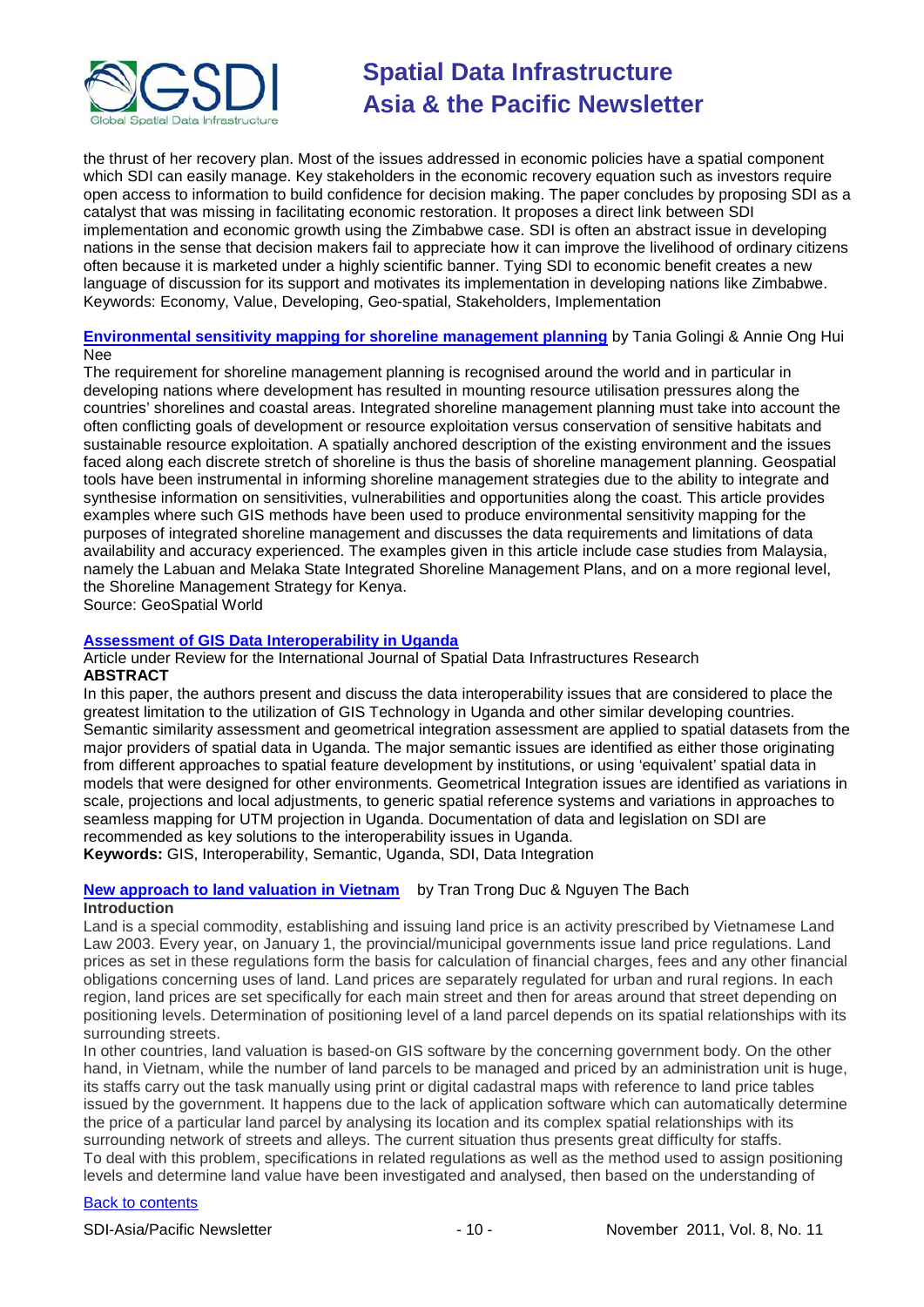the thrust of her recovery plan. Most of the issues addressed in economic policies have a spatial component which SDI can easily manage. Key stakeholders in the economic recovery equation such as investors require open access to information to build confidence for decision making. The paper concludes by proposing SDI as a catalyst that was missing in facilitating economic restoration. It proposes a direct link between SDI implementation and economic growth using the Zimbabwe case. SDI is often an abstract issue in developing nations in the sense that decision makers fail to appreciate how it can improve the livelihood of ordinary citizens often because it is marketed under a highly scientific banner. Tying SDI to economic benefit creates a new language of discussion for its support and motivates its implementation in developing nations like Zimbabwe.
Keywords: Economy, Value, Developing, Geo-spatial, Stakeholders, Implementation

**Environmental sensitivity mapping for shoreline management planning** by Tania Golingi & Annie Ong Hui Nee

The requirement for shoreline management planning is recognised around the world and in particular in developing nations where development has resulted in mounting resource utilisation pressures along the countries' shorelines and coastal areas. Integrated shoreline management planning must take into account the often conflicting goals of development or resource exploitation versus conservation of sensitive habitats and sustainable resource exploitation. A spatially anchored description of the existing environment and the issues faced along each discrete stretch of shoreline is thus the basis of shoreline management planning. Geospatial tools have been instrumental in informing shoreline management strategies due to the ability to integrate and synthesise information on sensitivities, vulnerabilities and opportunities along the coast. This article provides examples where such GIS methods have been used to produce environmental sensitivity mapping for the purposes of integrated shoreline management and discusses the data requirements and limitations of data availability and accuracy experienced. The examples given in this article include case studies from Malaysia, namely the Labuan and Melaka State Integrated Shoreline Management Plans, and on a more regional level, the Shoreline Management Strategy for Kenya.
Source: GeoSpatial World

**Assessment of GIS Data Interoperability in Uganda**

Article under Review for the International Journal of Spatial Data Infrastructures Research

**ABSTRACT**

In this paper, the authors present and discuss the data interoperability issues that are considered to place the greatest limitation to the utilization of GIS Technology in Uganda and other similar developing countries. Semantic similarity assessment and geometrical integration assessment are applied to spatial datasets from the major providers of spatial data in Uganda. The major semantic issues are identified as either those originating from different approaches to spatial feature development by institutions, or using 'equivalent' spatial data in models that were designed for other environments. Geometrical Integration issues are identified as variations in scale, projections and local adjustments, to generic spatial reference systems and variations in approaches to seamless mapping for UTM projection in Uganda. Documentation of data and legislation on SDI are recommended as key solutions to the interoperability issues in Uganda.
**Keywords:** GIS, Interoperability, Semantic, Uganda, SDI, Data Integration

**New approach to land valuation in Vietnam** by Tran Trong Duc & Nguyen The Bach

**Introduction**

Land is a special commodity, establishing and issuing land price is an activity prescribed by Vietnamese Land Law 2003. Every year, on January 1, the provincial/municipal governments issue land price regulations. Land prices as set in these regulations form the basis for calculation of financial charges, fees and any other financial obligations concerning uses of land. Land prices are separately regulated for urban and rural regions. In each region, land prices are set specifically for each main street and then for areas around that street depending on positioning levels. Determination of positioning level of a land parcel depends on its spatial relationships with its surrounding streets.

In other countries, land valuation is based-on GIS software by the concerning government body. On the other hand, in Vietnam, while the number of land parcels to be managed and priced by an administration unit is huge, its staffs carry out the task manually using print or digital cadastral maps with reference to land price tables issued by the government. It happens due to the lack of application software which can automatically determine the price of a particular land parcel by analysing its location and its complex spatial relationships with its surrounding network of streets and alleys. The current situation thus presents great difficulty for staffs.

To deal with this problem, specifications in related regulations as well as the method used to assign positioning levels and determine land value have been investigated and analysed, then based on the understanding of

Back to contents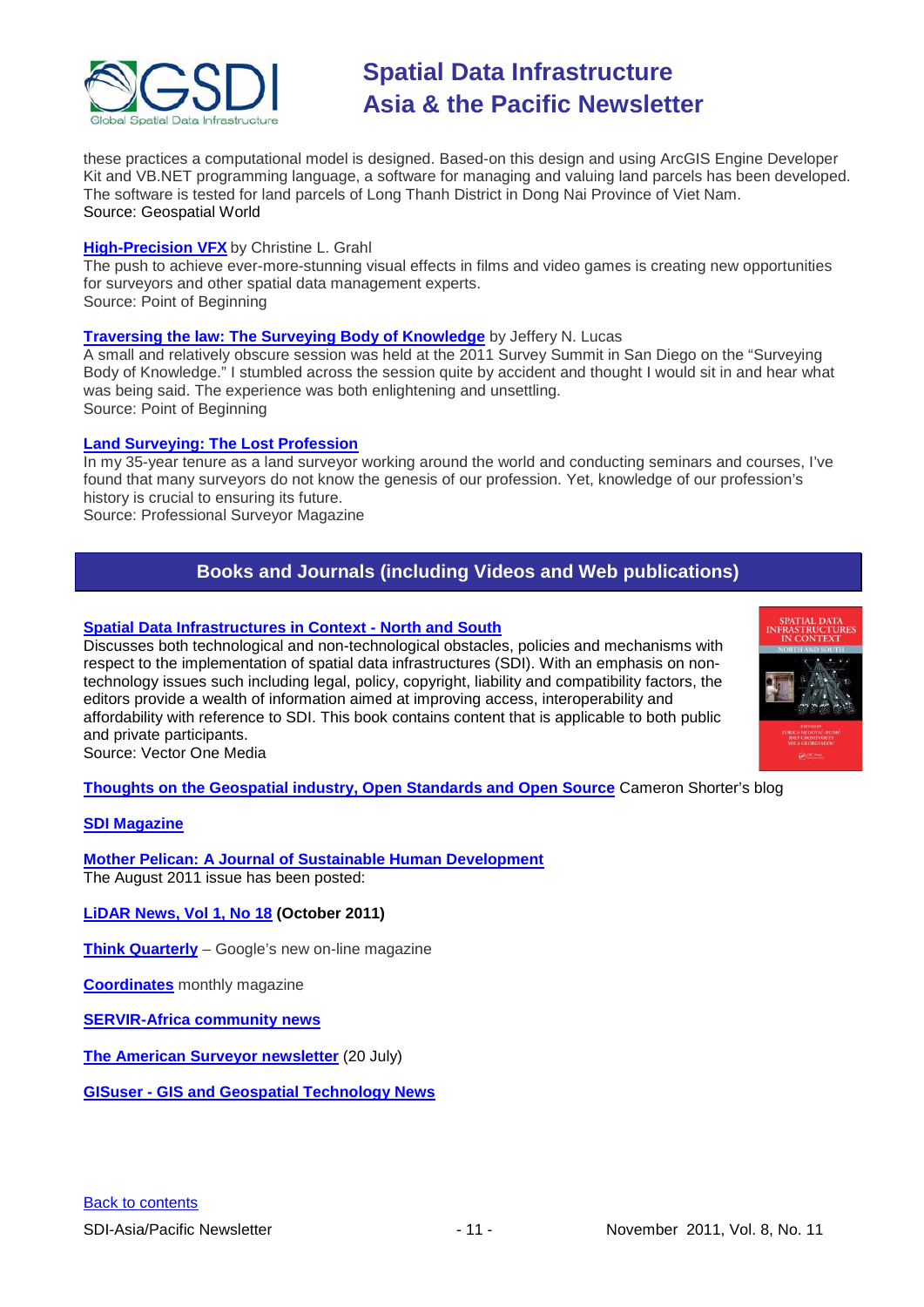these practices a computational model is designed. Based-on this design and using ArcGIS Engine Developer Kit and VB.NET programming language, a software for managing and valuing land parcels has been developed. The software is tested for land parcels of Long Thanh District in Dong Nai Province of Viet Nam.
Source: Geospatial World

**High-Precision VFX** by Christine L. Grahl
The push to achieve ever-more-stunning visual effects in films and video games is creating new opportunities for surveyors and other spatial data management experts.
Source: Point of Beginning

**Traversing the law: The Surveying Body of Knowledge** by Jeffery N. Lucas
A small and relatively obscure session was held at the 2011 Survey Summit in San Diego on the "Surveying Body of Knowledge." I stumbled across the session quite by accident and thought I would sit in and hear what was being said. The experience was both enlightening and unsettling.
Source: Point of Beginning

**Land Surveying: The Lost Profession**
In my 35-year tenure as a land surveyor working around the world and conducting seminars and courses, I've found that many surveyors do not know the genesis of our profession. Yet, knowledge of our profession's history is crucial to ensuring its future.
Source: Professional Surveyor Magazine

## Books and Journals (including Videos and Web publications)

**Spatial Data Infrastructures in Context - North and South**
Discusses both technological and non-technological obstacles, policies and mechanisms with respect to the implementation of spatial data infrastructures (SDI). With an emphasis on non-technology issues such including legal, policy, copyright, liability and compatibility factors, the editors provide a wealth of information aimed at improving access, interoperability and affordability with reference to SDI. This book contains content that is applicable to both public and private participants.
Source: Vector One Media

**Thoughts on the Geospatial industry, Open Standards and Open Source** Cameron Shorter's blog

**SDI Magazine**

**Mother Pelican: A Journal of Sustainable Human Development**
The August 2011 issue has been posted:

**LiDAR News, Vol 1, No 18 (October 2011)**

**Think Quarterly** – Google's new on-line magazine

**Coordinates** monthly magazine

**SERVIR-Africa community news**

**The American Surveyor newsletter** (20 July)

**GISuser - GIS and Geospatial Technology News**

Back to contents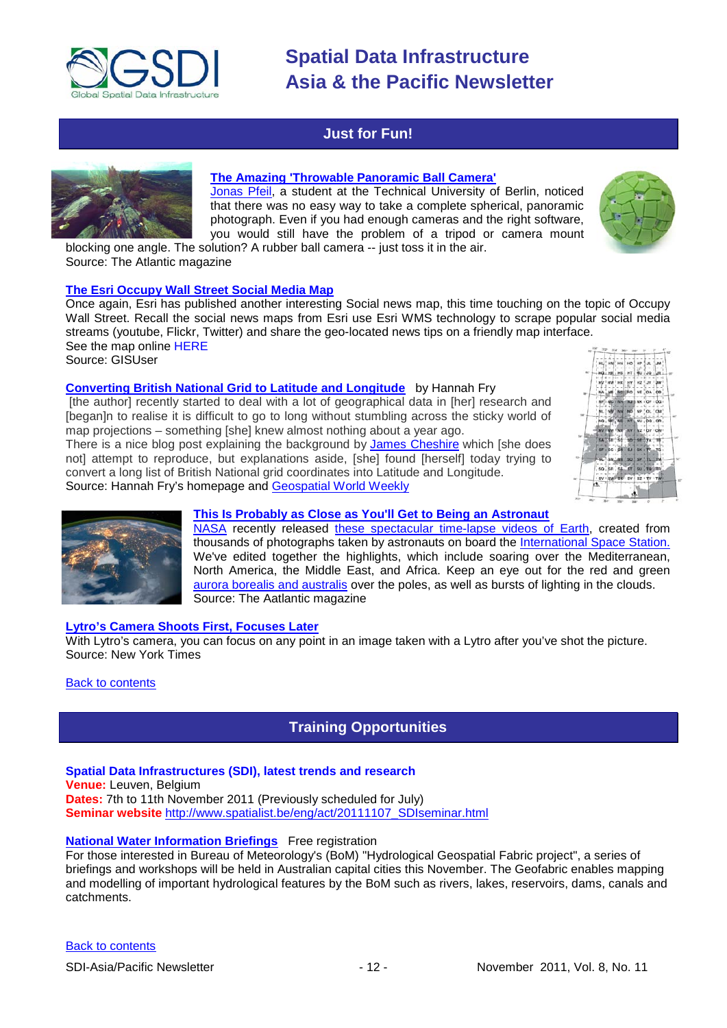## Just for Fun!

**The Amazing 'Throwable Panoramic Ball Camera'**

Jonas Pfeil, a student at the Technical University of Berlin, noticed that there was no easy way to take a complete spherical, panoramic photograph. Even if you had enough cameras and the right software, you would still have the problem of a tripod or camera mount blocking one angle. The solution? A rubber ball camera -- just toss it in the air.
Source: The Atlantic magazine

**The Esri Occupy Wall Street Social Media Map**

Once again, Esri has published another interesting Social news map, this time touching on the topic of Occupy Wall Street. Recall the social news maps from Esri use Esri WMS technology to scrape popular social media streams (youtube, Flickr, Twitter) and share the geo-located news tips on a friendly map interface.
See the map online HERE
Source: GISUser

**Converting British National Grid to Latitude and Longitude** by Hannah Fry

[the author] recently started to deal with a lot of geographical data in [her] research and [began]n to realise it is difficult to go to long without stumbling across the sticky world of map projections – something [she] knew almost nothing about a year ago.
There is a nice blog post explaining the background by James Cheshire which [she does not] attempt to reproduce, but explanations aside, [she] found [herself] today trying to convert a long list of British National grid coordinates into Latitude and Longitude.
Source: Hannah Fry's homepage and Geospatial World Weekly

**This Is Probably as Close as You'll Get to Being an Astronaut**

NASA recently released these spectacular time-lapse videos of Earth, created from thousands of photographs taken by astronauts on board the International Space Station. We've edited together the highlights, which include soaring over the Mediterranean, North America, the Middle East, and Africa. Keep an eye out for the red and green aurora borealis and australis over the poles, as well as bursts of lighting in the clouds.
Source: The Aatlantic magazine

**Lytro's Camera Shoots First, Focuses Later**

With Lytro's camera, you can focus on any point in an image taken with a Lytro after you've shot the picture.
Source: New York Times

Back to contents

## Training Opportunities

**Spatial Data Infrastructures (SDI), latest trends and research**
**Venue:** Leuven, Belgium
**Dates:** 7th to 11th November 2011 (Previously scheduled for July)
**Seminar website** http://www.spatialist.be/eng/act/20111107_SDIseminar.html

**National Water Information Briefings** Free registration

For those interested in Bureau of Meteorology's (BoM) "Hydrological Geospatial Fabric project", a series of briefings and workshops will be held in Australian capital cities this November. The Geofabric enables mapping and modelling of important hydrological features by the BoM such as rivers, lakes, reservoirs, dams, canals and catchments.

Back to contents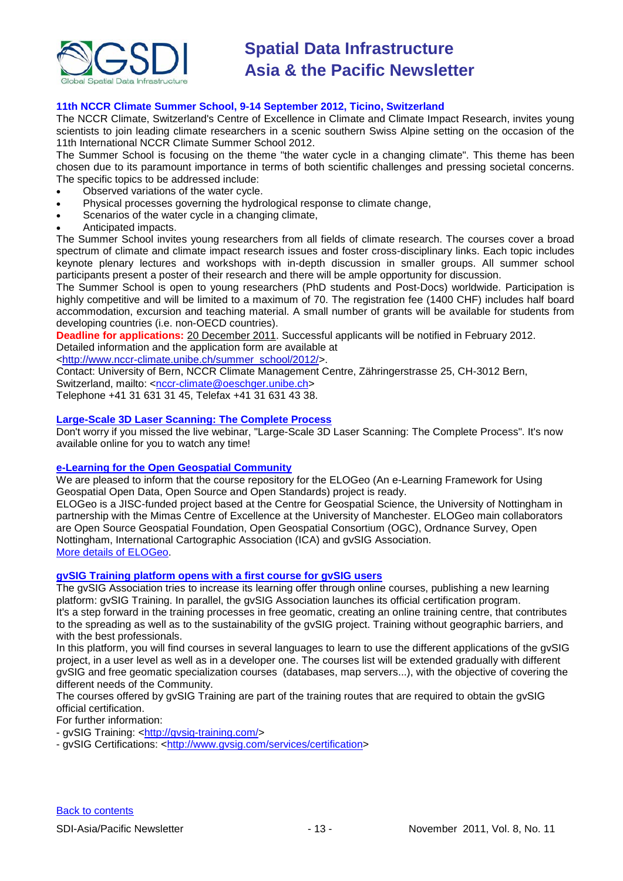### 11th NCCR Climate Summer School, 9-14 September 2012, Ticino, Switzerland

The NCCR Climate, Switzerland's Centre of Excellence in Climate and Climate Impact Research, invites young scientists to join leading climate researchers in a scenic southern Swiss Alpine setting on the occasion of the 11th International NCCR Climate Summer School 2012.

The Summer School is focusing on the theme "the water cycle in a changing climate". This theme has been chosen due to its paramount importance in terms of both scientific challenges and pressing societal concerns. The specific topics to be addressed include:

- Observed variations of the water cycle.
- Physical processes governing the hydrological response to climate change,
- Scenarios of the water cycle in a changing climate,
- Anticipated impacts.

The Summer School invites young researchers from all fields of climate research. The courses cover a broad spectrum of climate and climate impact research issues and foster cross-disciplinary links. Each topic includes keynote plenary lectures and workshops with in-depth discussion in smaller groups. All summer school participants present a poster of their research and there will be ample opportunity for discussion.

The Summer School is open to young researchers (PhD students and Post-Docs) worldwide. Participation is highly competitive and will be limited to a maximum of 70. The registration fee (1400 CHF) includes half board accommodation, excursion and teaching material. A small number of grants will be available for students from developing countries (i.e. non-OECD countries).

**Deadline for applications:** 20 December 2011. Successful applicants will be notified in February 2012.

Detailed information and the application form are available at <http://www.nccr-climate.unibe.ch/summer_school/2012/>.

Contact: University of Bern, NCCR Climate Management Centre, Zähringerstrasse 25, CH-3012 Bern, Switzerland, mailto: <nccr-climate@oeschger.unibe.ch>

Telephone +41 31 631 31 45, Telefax +41 31 631 43 38.

### Large-Scale 3D Laser Scanning: The Complete Process

Don't worry if you missed the live webinar, "Large-Scale 3D Laser Scanning: The Complete Process". It's now available online for you to watch any time!

### e-Learning for the Open Geospatial Community

We are pleased to inform that the course repository for the ELOGeo (An e-Learning Framework for Using Geospatial Open Data, Open Source and Open Standards) project is ready.

ELOGeo is a JISC-funded project based at the Centre for Geospatial Science, the University of Nottingham in partnership with the Mimas Centre of Excellence at the University of Manchester. ELOGeo main collaborators are Open Source Geospatial Foundation, Open Geospatial Consortium (OGC), Ordnance Survey, Open Nottingham, International Cartographic Association (ICA) and gvSIG Association.

More details of ELOGeo.

### gvSIG Training platform opens with a first course for gvSIG users

The gvSIG Association tries to increase its learning offer through online courses, publishing a new learning platform: gvSIG Training. In parallel, the gvSIG Association launches its official certification program.

It's a step forward in the training processes in free geomatic, creating an online training centre, that contributes to the spreading as well as to the sustainability of the gvSIG project. Training without geographic barriers, and with the best professionals.

In this platform, you will find courses in several languages to learn to use the different applications of the gvSIG project, in a user level as well as in a developer one. The courses list will be extended gradually with different gvSIG and free geomatic specialization courses (databases, map servers...), with the objective of covering the different needs of the Community.

The courses offered by gvSIG Training are part of the training routes that are required to obtain the gvSIG official certification.

For further information:

- gvSIG Training: <http://gvsig-training.com/>
- gvSIG Certifications: <http://www.gvsig.com/services/certification>

Back to contents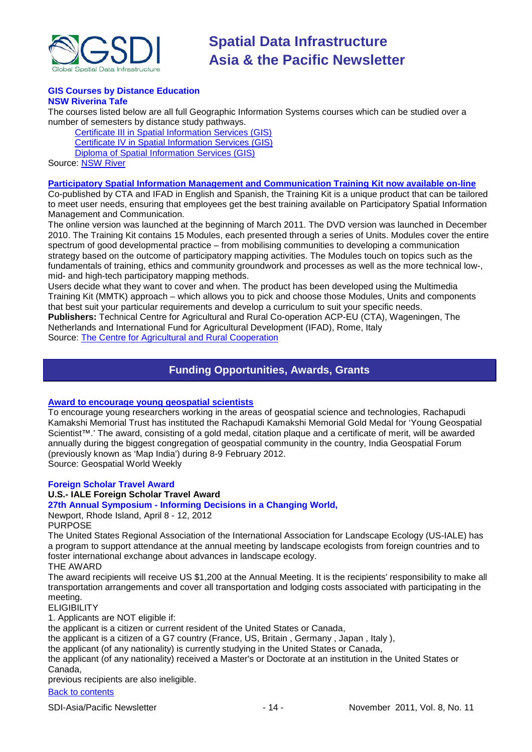### GIS Courses by Distance Education

**NSW Riverina Tafe**

The courses listed below are all full Geographic Information Systems courses which can be studied over a number of semesters by distance study pathways.

- Certificate III in Spatial Information Services (GIS)
- Certificate IV in Spatial Information Services (GIS)
- Diploma of Spatial Information Services (GIS)

Source: NSW River

### Participatory Spatial Information Management and Communication Training Kit now available on-line

Co-published by CTA and IFAD in English and Spanish, the Training Kit is a unique product that can be tailored to meet user needs, ensuring that employees get the best training available on Participatory Spatial Information Management and Communication.

The online version was launched at the beginning of March 2011. The DVD version was launched in December 2010. The Training Kit contains 15 Modules, each presented through a series of Units. Modules cover the entire spectrum of good developmental practice – from mobilising communities to developing a communication strategy based on the outcome of participatory mapping activities. The Modules touch on topics such as the fundamentals of training, ethics and community groundwork and processes as well as the more technical low-, mid- and high-tech participatory mapping methods.

Users decide what they want to cover and when. The product has been developed using the Multimedia Training Kit (MMTK) approach – which allows you to pick and choose those Modules, Units and components that best suit your particular requirements and develop a curriculum to suit your specific needs.

**Publishers:** Technical Centre for Agricultural and Rural Co-operation ACP-EU (CTA), Wageningen, The Netherlands and International Fund for Agricultural Development (IFAD), Rome, Italy

Source: The Centre for Agricultural and Rural Cooperation

## Funding Opportunities, Awards, Grants

### Award to encourage young geospatial scientists

To encourage young researchers working in the areas of geospatial science and technologies, Rachapudi Kamakshi Memorial Trust has instituted the Rachapudi Kamakshi Memorial Gold Medal for 'Young Geospatial Scientist™.' The award, consisting of a gold medal, citation plaque and a certificate of merit, will be awarded annually during the biggest congregation of geospatial community in the country, India Geospatial Forum (previously known as 'Map India') during 8-9 February 2012.

Source: Geospatial World Weekly

### Foreign Scholar Travel Award

**U.S.- IALE Foreign Scholar Travel Award**

**27th Annual Symposium - Informing Decisions in a Changing World,**

Newport, Rhode Island, April 8 - 12, 2012

PURPOSE

The United States Regional Association of the International Association for Landscape Ecology (US-IALE) has a program to support attendance at the annual meeting by landscape ecologists from foreign countries and to foster international exchange about advances in landscape ecology.

THE AWARD

The award recipients will receive US $1,200 at the Annual Meeting. It is the recipients' responsibility to make all transportation arrangements and cover all transportation and lodging costs associated with participating in the meeting.

ELIGIBILITY

1. Applicants are NOT eligible if:

the applicant is a citizen or current resident of the United States or Canada,

the applicant is a citizen of a G7 country (France, US, Britain , Germany , Japan , Italy ),

the applicant (of any nationality) is currently studying in the United States or Canada,

the applicant (of any nationality) received a Master's or Doctorate at an institution in the United States or Canada,

previous recipients are also ineligible.

Back to contents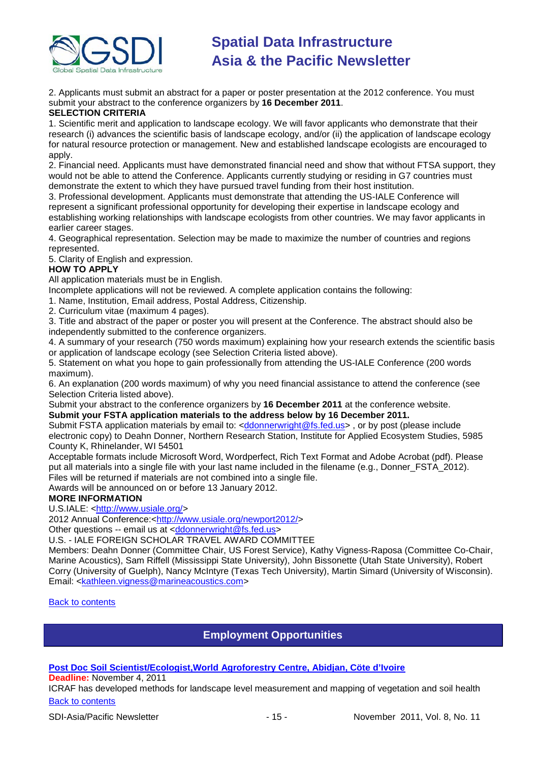2. Applicants must submit an abstract for a paper or poster presentation at the 2012 conference. You must submit your abstract to the conference organizers by **16 December 2011**.

**SELECTION CRITERIA**

1. Scientific merit and application to landscape ecology. We will favor applicants who demonstrate that their research (i) advances the scientific basis of landscape ecology, and/or (ii) the application of landscape ecology for natural resource protection or management. New and established landscape ecologists are encouraged to apply.
2. Financial need. Applicants must have demonstrated financial need and show that without FTSA support, they would not be able to attend the Conference. Applicants currently studying or residing in G7 countries must demonstrate the extent to which they have pursued travel funding from their host institution.
3. Professional development. Applicants must demonstrate that attending the US-IALE Conference will represent a significant professional opportunity for developing their expertise in landscape ecology and establishing working relationships with landscape ecologists from other countries. We may favor applicants in earlier career stages.
4. Geographical representation. Selection may be made to maximize the number of countries and regions represented.
5. Clarity of English and expression.

**HOW TO APPLY**

All application materials must be in English.

Incomplete applications will not be reviewed. A complete application contains the following:

1. Name, Institution, Email address, Postal Address, Citizenship.
2. Curriculum vitae (maximum 4 pages).
3. Title and abstract of the paper or poster you will present at the Conference. The abstract should also be independently submitted to the conference organizers.
4. A summary of your research (750 words maximum) explaining how your research extends the scientific basis or application of landscape ecology (see Selection Criteria listed above).
5. Statement on what you hope to gain professionally from attending the US-IALE Conference (200 words maximum).
6. An explanation (200 words maximum) of why you need financial assistance to attend the conference (see Selection Criteria listed above).

Submit your abstract to the conference organizers by **16 December 2011** at the conference website.

**Submit your FSTA application materials to the address below by 16 December 2011.**

Submit FSTA application materials by email to: <ddonnerwright@fs.fed.us> , or by post (please include electronic copy) to Deahn Donner, Northern Research Station, Institute for Applied Ecosystem Studies, 5985 County K, Rhinelander, WI 54501

Acceptable formats include Microsoft Word, Wordperfect, Rich Text Format and Adobe Acrobat (pdf). Please put all materials into a single file with your last name included in the filename (e.g., Donner_FSTA_2012). Files will be returned if materials are not combined into a single file.

Awards will be announced on or before 13 January 2012.

**MORE INFORMATION**

U.S.IALE: <http://www.usiale.org/>

2012 Annual Conference:<http://www.usiale.org/newport2012/>

Other questions -- email us at <ddonnerwright@fs.fed.us>

U.S. - IALE FOREIGN SCHOLAR TRAVEL AWARD COMMITTEE

Members: Deahn Donner (Committee Chair, US Forest Service), Kathy Vigness-Raposa (Committee Co-Chair, Marine Acoustics), Sam Riffell (Mississippi State University), John Bissonette (Utah State University), Robert Corry (University of Guelph), Nancy McIntyre (Texas Tech University), Martin Simard (University of Wisconsin). Email: <kathleen.vigness@marineacoustics.com>

Back to contents

## Employment Opportunities

### Post Doc Soil Scientist/Ecologist,World Agroforestry Centre, Abidjan, Côte d'Ivoire

**Deadline:** November 4, 2011

ICRAF has developed methods for landscape level measurement and mapping of vegetation and soil health

Back to contents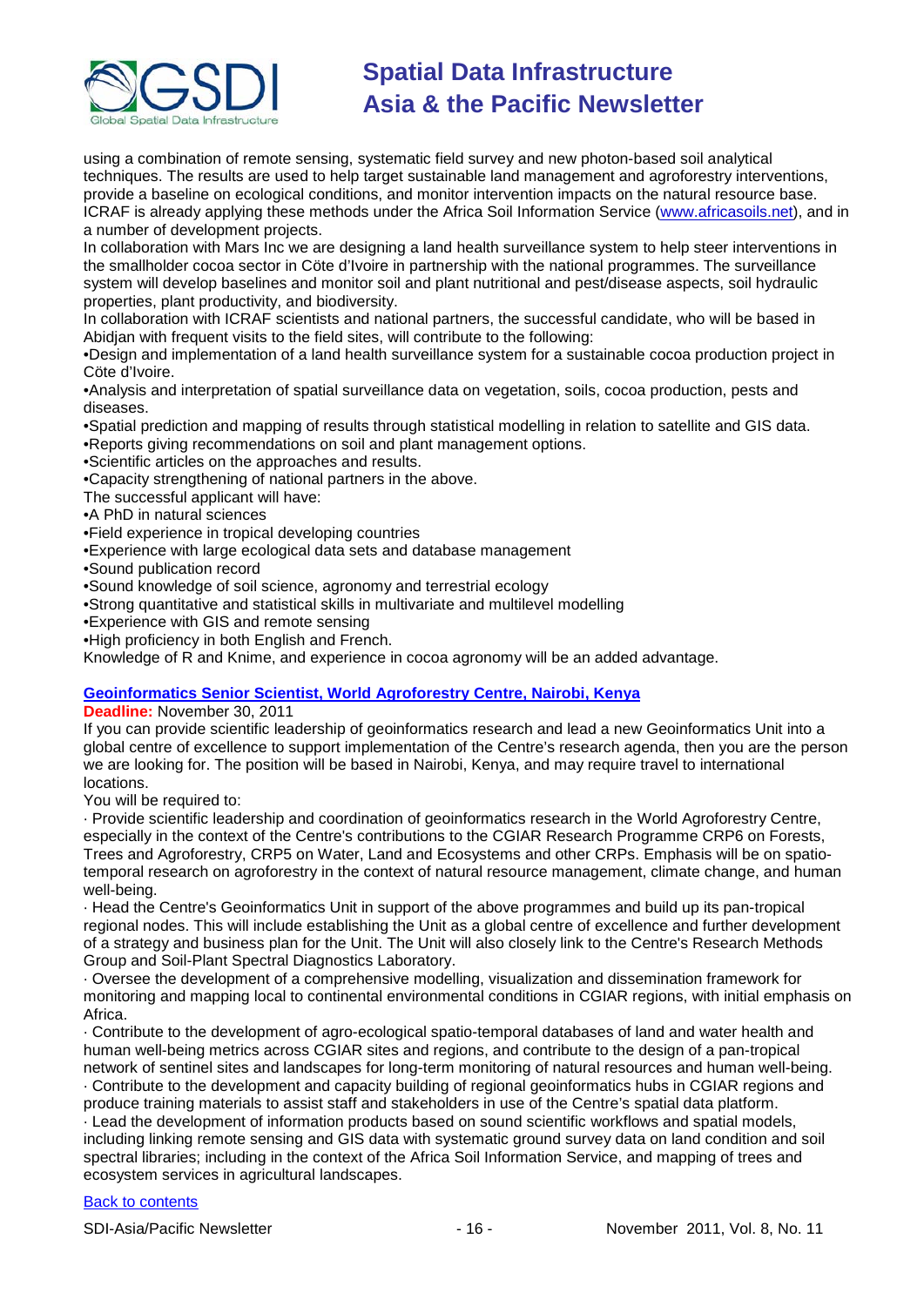using a combination of remote sensing, systematic field survey and new photon-based soil analytical techniques. The results are used to help target sustainable land management and agroforestry interventions, provide a baseline on ecological conditions, and monitor intervention impacts on the natural resource base. ICRAF is already applying these methods under the Africa Soil Information Service (www.africasoils.net), and in a number of development projects.

In collaboration with Mars Inc we are designing a land health surveillance system to help steer interventions in the smallholder cocoa sector in Cöte d'Ivoire in partnership with the national programmes. The surveillance system will develop baselines and monitor soil and plant nutritional and pest/disease aspects, soil hydraulic properties, plant productivity, and biodiversity.

In collaboration with ICRAF scientists and national partners, the successful candidate, who will be based in Abidjan with frequent visits to the field sites, will contribute to the following:

- Design and implementation of a land health surveillance system for a sustainable cocoa production project in Cöte d'Ivoire.
- Analysis and interpretation of spatial surveillance data on vegetation, soils, cocoa production, pests and diseases.
- Spatial prediction and mapping of results through statistical modelling in relation to satellite and GIS data.
- Reports giving recommendations on soil and plant management options.
- Scientific articles on the approaches and results.
- Capacity strengthening of national partners in the above.

The successful applicant will have:

- A PhD in natural sciences
- Field experience in tropical developing countries
- Experience with large ecological data sets and database management
- Sound publication record
- Sound knowledge of soil science, agronomy and terrestrial ecology
- Strong quantitative and statistical skills in multivariate and multilevel modelling
- Experience with GIS and remote sensing
- High proficiency in both English and French.

Knowledge of R and Knime, and experience in cocoa agronomy will be an added advantage.

### Geoinformatics Senior Scientist, World Agroforestry Centre, Nairobi, Kenya

**Deadline:** November 30, 2011

If you can provide scientific leadership of geoinformatics research and lead a new Geoinformatics Unit into a global centre of excellence to support implementation of the Centre's research agenda, then you are the person we are looking for. The position will be based in Nairobi, Kenya, and may require travel to international locations.

You will be required to:

· Provide scientific leadership and coordination of geoinformatics research in the World Agroforestry Centre, especially in the context of the Centre's contributions to the CGIAR Research Programme CRP6 on Forests, Trees and Agroforestry, CRP5 on Water, Land and Ecosystems and other CRPs. Emphasis will be on spatio-temporal research on agroforestry in the context of natural resource management, climate change, and human well-being.

· Head the Centre's Geoinformatics Unit in support of the above programmes and build up its pan-tropical regional nodes. This will include establishing the Unit as a global centre of excellence and further development of a strategy and business plan for the Unit. The Unit will also closely link to the Centre's Research Methods Group and Soil-Plant Spectral Diagnostics Laboratory.

· Oversee the development of a comprehensive modelling, visualization and dissemination framework for monitoring and mapping local to continental environmental conditions in CGIAR regions, with initial emphasis on Africa.

· Contribute to the development of agro-ecological spatio-temporal databases of land and water health and human well-being metrics across CGIAR sites and regions, and contribute to the design of a pan-tropical network of sentinel sites and landscapes for long-term monitoring of natural resources and human well-being.

· Contribute to the development and capacity building of regional geoinformatics hubs in CGIAR regions and produce training materials to assist staff and stakeholders in use of the Centre's spatial data platform.

· Lead the development of information products based on sound scientific workflows and spatial models, including linking remote sensing and GIS data with systematic ground survey data on land condition and soil spectral libraries; including in the context of the Africa Soil Information Service, and mapping of trees and ecosystem services in agricultural landscapes.

Back to contents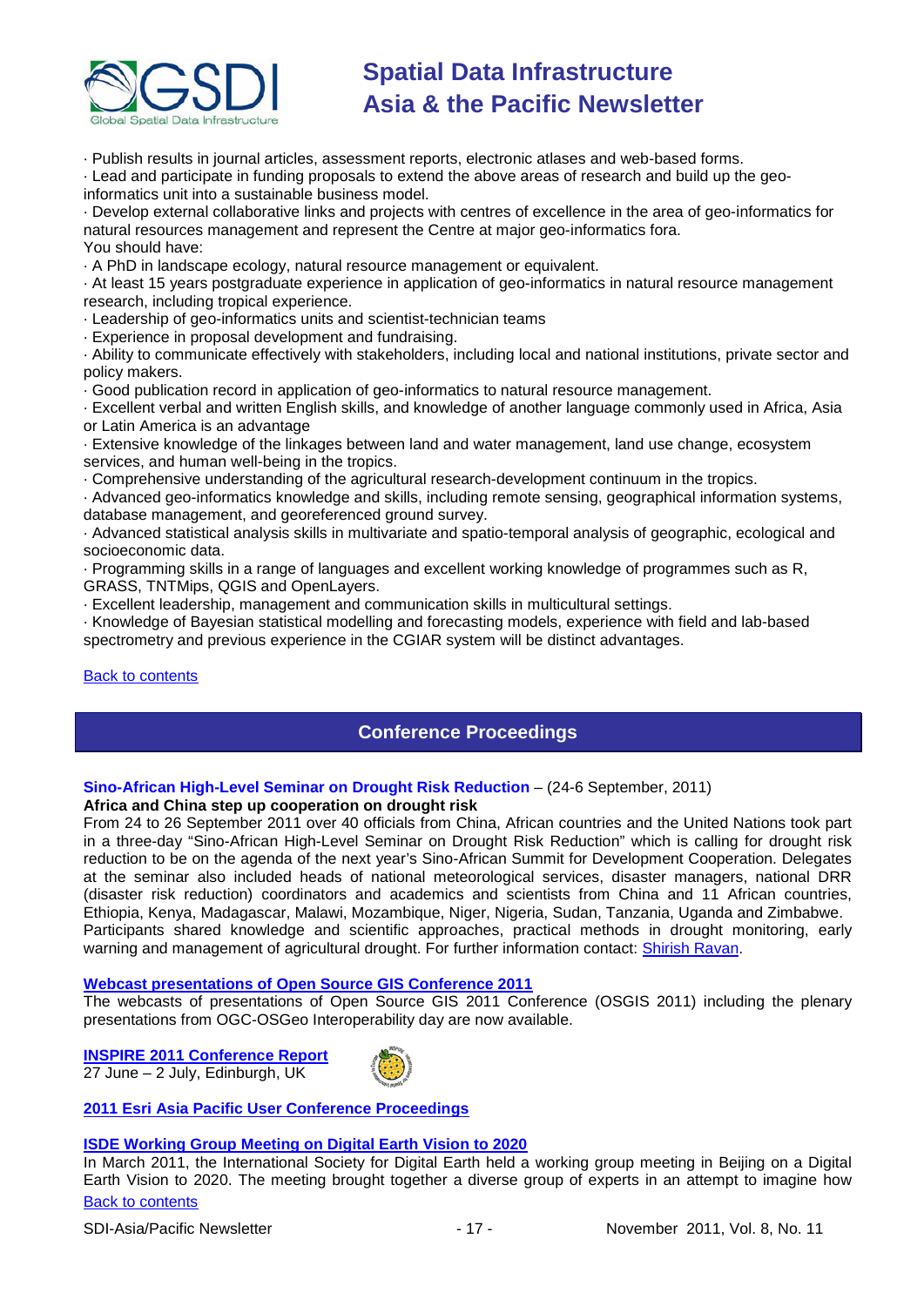· Publish results in journal articles, assessment reports, electronic atlases and web-based forms.
· Lead and participate in funding proposals to extend the above areas of research and build up the geo-informatics unit into a sustainable business model.
· Develop external collaborative links and projects with centres of excellence in the area of geo-informatics for natural resources management and represent the Centre at major geo-informatics fora.
You should have:
· A PhD in landscape ecology, natural resource management or equivalent.
· At least 15 years postgraduate experience in application of geo-informatics in natural resource management research, including tropical experience.
· Leadership of geo-informatics units and scientist-technician teams
· Experience in proposal development and fundraising.
· Ability to communicate effectively with stakeholders, including local and national institutions, private sector and policy makers.
· Good publication record in application of geo-informatics to natural resource management.
· Excellent verbal and written English skills, and knowledge of another language commonly used in Africa, Asia or Latin America is an advantage
· Extensive knowledge of the linkages between land and water management, land use change, ecosystem services, and human well-being in the tropics.
· Comprehensive understanding of the agricultural research-development continuum in the tropics.
· Advanced geo-informatics knowledge and skills, including remote sensing, geographical information systems, database management, and georeferenced ground survey.
· Advanced statistical analysis skills in multivariate and spatio-temporal analysis of geographic, ecological and socioeconomic data.
· Programming skills in a range of languages and excellent working knowledge of programmes such as R, GRASS, TNTMips, QGIS and OpenLayers.
· Excellent leadership, management and communication skills in multicultural settings.
· Knowledge of Bayesian statistical modelling and forecasting models, experience with field and lab-based spectrometry and previous experience in the CGIAR system will be distinct advantages.

Back to contents

## Conference Proceedings

**Sino-African High-Level Seminar on Drought Risk Reduction** – (24-6 September, 2011)
**Africa and China step up cooperation on drought risk**
From 24 to 26 September 2011 over 40 officials from China, African countries and the United Nations took part in a three-day "Sino-African High-Level Seminar on Drought Risk Reduction" which is calling for drought risk reduction to be on the agenda of the next year's Sino-African Summit for Development Cooperation. Delegates at the seminar also included heads of national meteorological services, disaster managers, national DRR (disaster risk reduction) coordinators and academics and scientists from China and 11 African countries, Ethiopia, Kenya, Madagascar, Malawi, Mozambique, Niger, Nigeria, Sudan, Tanzania, Uganda and Zimbabwe. Participants shared knowledge and scientific approaches, practical methods in drought monitoring, early warning and management of agricultural drought. For further information contact: Shirish Ravan.

**Webcast presentations of Open Source GIS Conference 2011**
The webcasts of presentations of Open Source GIS 2011 Conference (OSGIS 2011) including the plenary presentations from OGC-OSGeo Interoperability day are now available.

**INSPIRE 2011 Conference Report**
27 June – 2 July, Edinburgh, UK

**2011 Esri Asia Pacific User Conference Proceedings**

**ISDE Working Group Meeting on Digital Earth Vision to 2020**
In March 2011, the International Society for Digital Earth held a working group meeting in Beijing on a Digital Earth Vision to 2020. The meeting brought together a diverse group of experts in an attempt to imagine how

Back to contents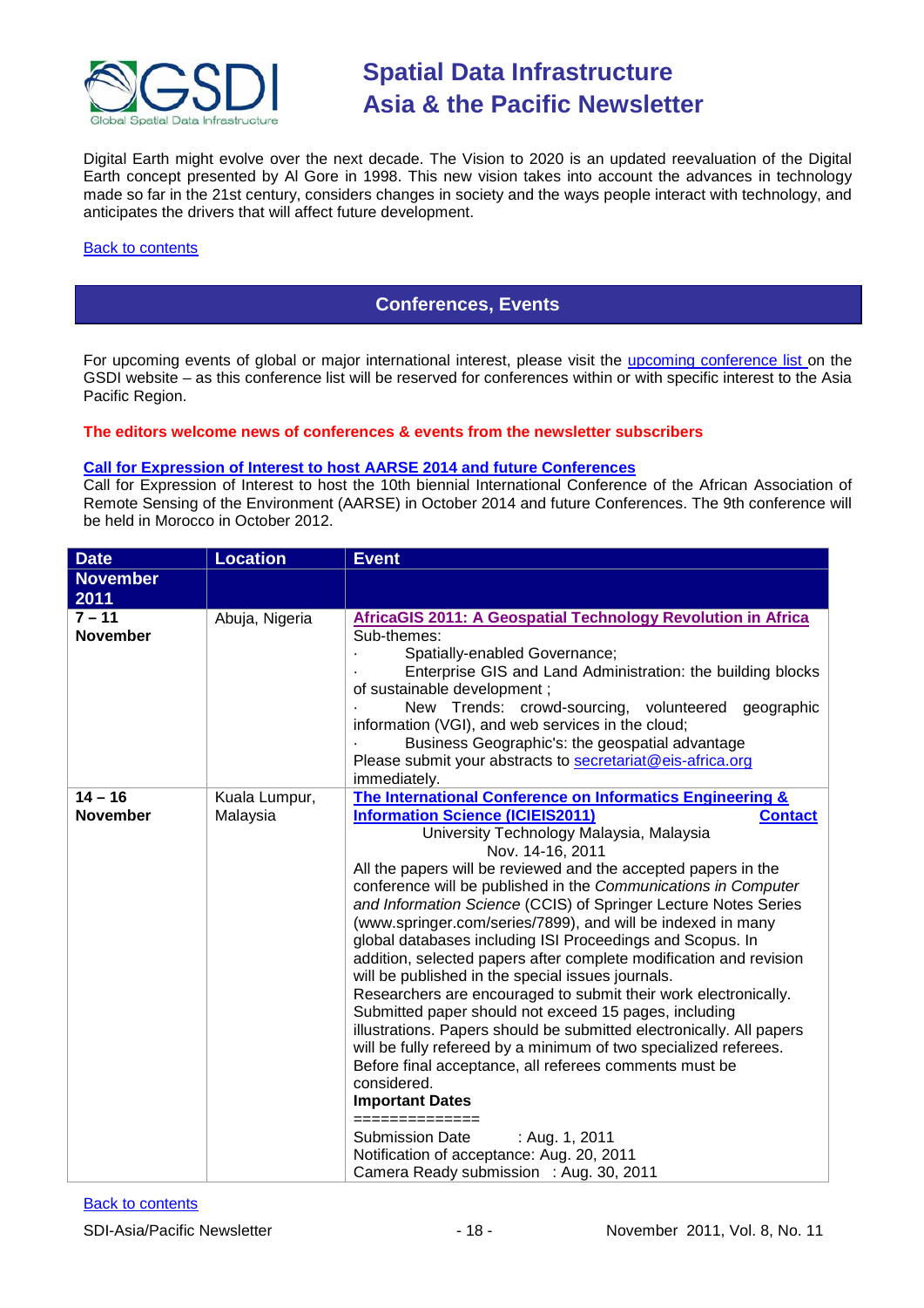Digital Earth might evolve over the next decade. The Vision to 2020 is an updated reevaluation of the Digital Earth concept presented by Al Gore in 1998. This new vision takes into account the advances in technology made so far in the 21st century, considers changes in society and the ways people interact with technology, and anticipates the drivers that will affect future development.

Back to contents

## Conferences, Events

For upcoming events of global or major international interest, please visit the upcoming conference list on the GSDI website – as this conference list will be reserved for conferences within or with specific interest to the Asia Pacific Region.

**The editors welcome news of conferences & events from the newsletter subscribers**

**Call for Expression of Interest to host AARSE 2014 and future Conferences**
Call for Expression of Interest to host the 10th biennial International Conference of the African Association of Remote Sensing of the Environment (AARSE) in October 2014 and future Conferences. The 9th conference will be held in Morocco in October 2012.

| Date | Location | Event |
|---|---|---|
| **November 2011** | | |
| **7 – 11 November** | Abuja, Nigeria | **AfricaGIS 2011: A Geospatial Technology Revolution in Africa**<br>Sub-themes:<br>· Spatially-enabled Governance;<br>· Enterprise GIS and Land Administration: the building blocks of sustainable development ;<br>· New Trends: crowd-sourcing, volunteered geographic information (VGI), and web services in the cloud;<br>· Business Geographic's: the geospatial advantage<br>Please submit your abstracts to secretariat@eis-africa.org immediately. |
| **14 – 16 November** | Kuala Lumpur, Malaysia | **The International Conference on Informatics Engineering & Information Science (ICIEIS2011)** **Contact**<br>University Technology Malaysia, Malaysia<br>Nov. 14-16, 2011<br>All the papers will be reviewed and the accepted papers in the conference will be published in the *Communications in Computer and Information Science* (CCIS) of Springer Lecture Notes Series (www.springer.com/series/7899), and will be indexed in many global databases including ISI Proceedings and Scopus. In addition, selected papers after complete modification and revision will be published in the special issues journals.<br>Researchers are encouraged to submit their work electronically. Submitted paper should not exceed 15 pages, including illustrations. Papers should be submitted electronically. All papers will be fully refereed by a minimum of two specialized referees. Before final acceptance, all referees comments must be considered.<br>**Important Dates**<br>==============<br>Submission Date : Aug. 1, 2011<br>Notification of acceptance: Aug. 20, 2011<br>Camera Ready submission : Aug. 30, 2011 |

Back to contents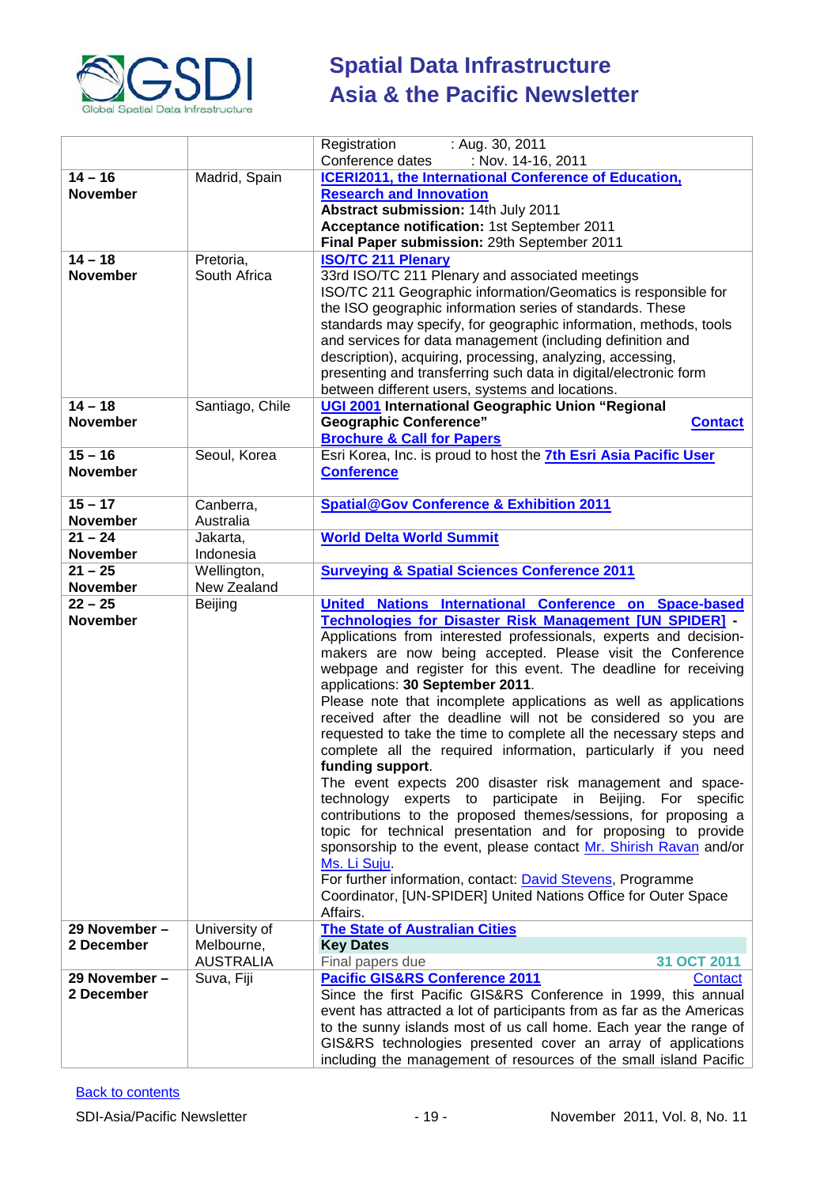| | | |
|---|---|---|
| | | Registration : Aug. 30, 2011<br>Conference dates : Nov. 14-16, 2011 |
| **14 – 16 November** | Madrid, Spain | **ICERI2011, the International Conference of Education, Research and Innovation**<br>**Abstract submission:** 14th July 2011<br>**Acceptance notification:** 1st September 2011<br>**Final Paper submission:** 29th September 2011 |
| **14 – 18 November** | Pretoria, South Africa | **ISO/TC 211 Plenary**<br>33rd ISO/TC 211 Plenary and associated meetings<br>ISO/TC 211 Geographic information/Geomatics is responsible for the ISO geographic information series of standards. These standards may specify, for geographic information, methods, tools and services for data management (including definition and description), acquiring, processing, analyzing, accessing, presenting and transferring such data in digital/electronic form between different users, systems and locations. |
| **14 – 18 November** | Santiago, Chile | **UGI 2001 International Geographic Union "Regional Geographic Conference"** **Contact**<br>**Brochure & Call for Papers** |
| **15 – 16 November** | Seoul, Korea | Esri Korea, Inc. is proud to host the **7th Esri Asia Pacific User Conference** |
| **15 – 17 November** | Canberra, Australia | **Spatial@Gov Conference & Exhibition 2011** |
| **21 – 24 November** | Jakarta, Indonesia | **World Delta World Summit** |
| **21 – 25 November** | Wellington, New Zealand | **Surveying & Spatial Sciences Conference 2011** |
| **22 – 25 November** | Beijing | **United Nations International Conference on Space-based Technologies for Disaster Risk Management [UN SPIDER] -**<br>Applications from interested professionals, experts and decision-makers are now being accepted. Please visit the Conference webpage and register for this event. The deadline for receiving applications: **30 September 2011**.<br>Please note that incomplete applications as well as applications received after the deadline will not be considered so you are requested to take the time to complete all the necessary steps and complete all the required information, particularly if you need **funding support**.<br>The event expects 200 disaster risk management and space-technology experts to participate in Beijing. For specific contributions to the proposed themes/sessions, for proposing a topic for technical presentation and for proposing to provide sponsorship to the event, please contact Mr. Shirish Ravan and/or Ms. Li Suju.<br>For further information, contact: David Stevens, Programme Coordinator, [UN-SPIDER] United Nations Office for Outer Space Affairs. |
| **29 November – 2 December** | University of Melbourne, AUSTRALIA | **The State of Australian Cities**<br>**Key Dates**<br>Final papers due **31 OCT 2011** |
| **29 November – 2 December** | Suva, Fiji | **Pacific GIS&RS Conference 2011** Contact<br>Since the first Pacific GIS&RS Conference in 1999, this annual event has attracted a lot of participants from as far as the Americas to the sunny islands most of us call home. Each year the range of GIS&RS technologies presented cover an array of applications including the management of resources of the small island Pacific |

Back to contents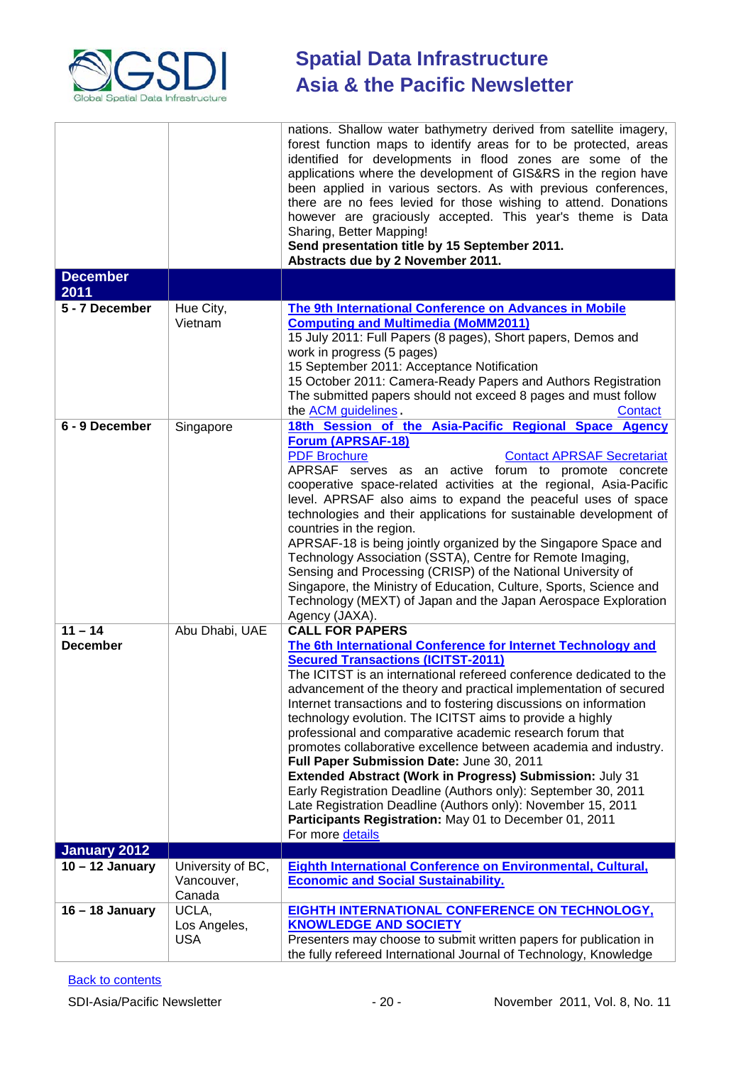| | | |
|---|---|---|
| | | nations. Shallow water bathymetry derived from satellite imagery, forest function maps to identify areas for to be protected, areas identified for developments in flood zones are some of the applications where the development of GIS&RS in the region have been applied in various sectors. As with previous conferences, there are no fees levied for those wishing to attend. Donations however are graciously accepted. This year's theme is Data Sharing, Better Mapping!<br>**Send presentation title by 15 September 2011.**<br>**Abstracts due by 2 November 2011.** |
| **December 2011** | | |
| **5 - 7 December** | Hue City, Vietnam | **The 9th International Conference on Advances in Mobile Computing and Multimedia (MoMM2011)**<br>15 July 2011: Full Papers (8 pages), Short papers, Demos and work in progress (5 pages)<br>15 September 2011: Acceptance Notification<br>15 October 2011: Camera-Ready Papers and Authors Registration<br>The submitted papers should not exceed 8 pages and must follow the ACM guidelines. Contact |
| **6 - 9 December** | Singapore | **18th Session of the Asia-Pacific Regional Space Agency Forum (APRSAF-18)**<br>PDF Brochure Contact APRSAF Secretariat<br>APRSAF serves as an active forum to promote concrete cooperative space-related activities at the regional, Asia-Pacific level. APRSAF also aims to expand the peaceful uses of space technologies and their applications for sustainable development of countries in the region.<br>APRSAF-18 is being jointly organized by the Singapore Space and Technology Association (SSTA), Centre for Remote Imaging, Sensing and Processing (CRISP) of the National University of Singapore, the Ministry of Education, Culture, Sports, Science and Technology (MEXT) of Japan and the Japan Aerospace Exploration Agency (JAXA). |
| **11 – 14 December** | Abu Dhabi, UAE | **CALL FOR PAPERS**<br>**The 6th International Conference for Internet Technology and Secured Transactions (ICITST-2011)**<br>The ICITST is an international refereed conference dedicated to the advancement of the theory and practical implementation of secured Internet transactions and to fostering discussions on information technology evolution. The ICITST aims to provide a highly professional and comparative academic research forum that promotes collaborative excellence between academia and industry.<br>**Full Paper Submission Date:** June 30, 2011<br>**Extended Abstract (Work in Progress) Submission:** July 31<br>Early Registration Deadline (Authors only): September 30, 2011<br>Late Registration Deadline (Authors only): November 15, 2011<br>**Participants Registration:** May 01 to December 01, 2011<br>For more details |
| **January 2012** | | |
| **10 – 12 January** | University of BC, Vancouver, Canada | **Eighth International Conference on Environmental, Cultural, Economic and Social Sustainability.** |
| **16 – 18 January** | UCLA, Los Angeles, USA | **EIGHTH INTERNATIONAL CONFERENCE ON TECHNOLOGY, KNOWLEDGE AND SOCIETY**<br>Presenters may choose to submit written papers for publication in the fully refereed International Journal of Technology, Knowledge |

Back to contents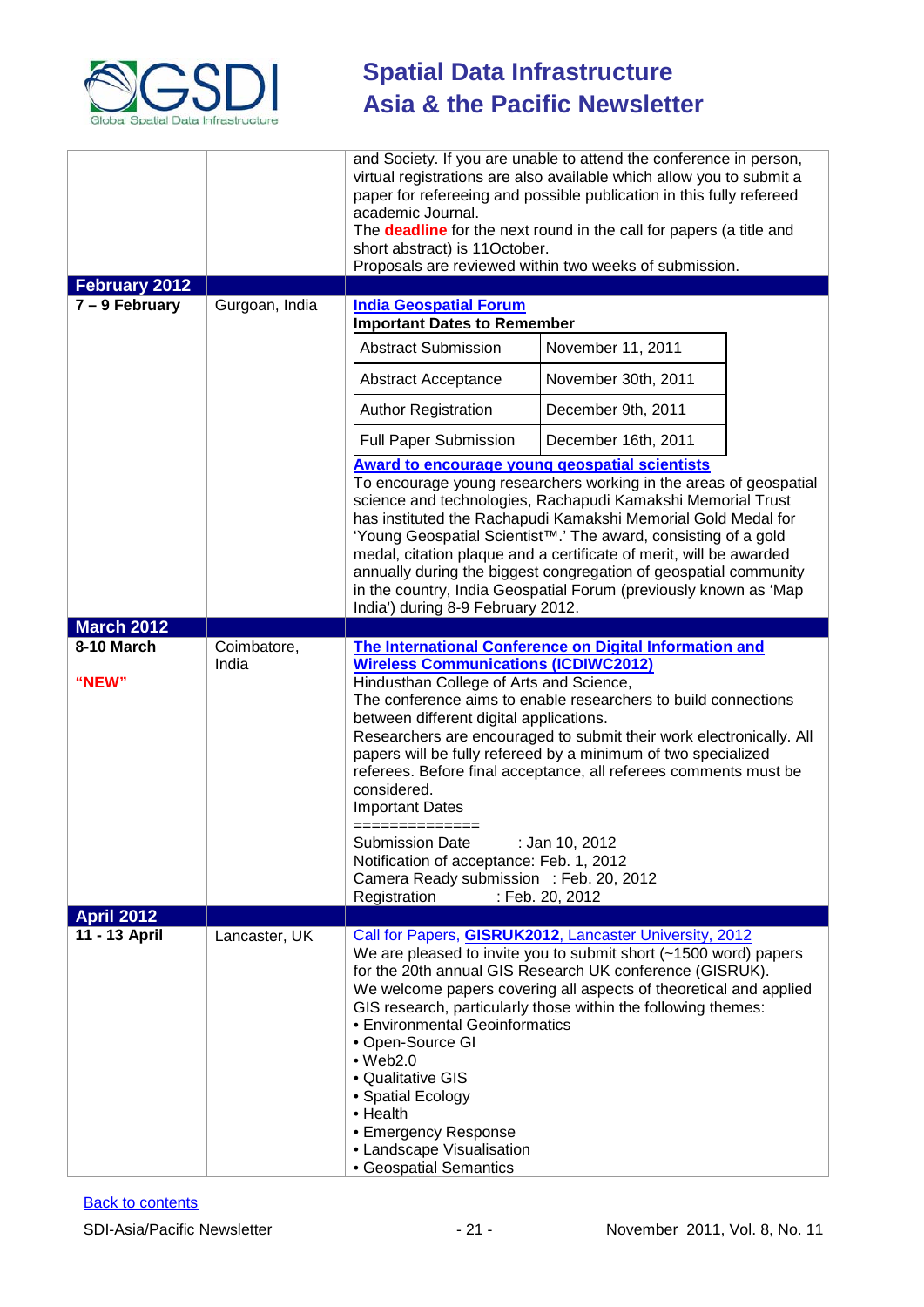| | | |
|---|---|---|
| | | and Society. If you are unable to attend the conference in person, virtual registrations are also available which allow you to submit a paper for refereeing and possible publication in this fully refereed academic Journal.<br>The **deadline** for the next round in the call for papers (a title and short abstract) is 11October.<br>Proposals are reviewed within two weeks of submission. |
| **February 2012** | | |
| **7 – 9 February** | Gurgoan, India | **India Geospatial Forum**<br>**Important Dates to Remember**<br>Abstract Submission: November 11, 2011<br>Abstract Acceptance: November 30th, 2011<br>Author Registration: December 9th, 2011<br>Full Paper Submission: December 16th, 2011<br>**Award to encourage young geospatial scientists**<br>To encourage young researchers working in the areas of geospatial science and technologies, Rachapudi Kamakshi Memorial Trust has instituted the Rachapudi Kamakshi Memorial Gold Medal for 'Young Geospatial Scientist™.' The award, consisting of a gold medal, citation plaque and a certificate of merit, will be awarded annually during the biggest congregation of geospatial community in the country, India Geospatial Forum (previously known as 'Map India') during 8-9 February 2012. |
| **March 2012** | | |
| **8-10 March**<br>**"NEW"** | Coimbatore, India | **The International Conference on Digital Information and Wireless Communications (ICDIWC2012)**<br>Hindusthan College of Arts and Science,<br>The conference aims to enable researchers to build connections between different digital applications.<br>Researchers are encouraged to submit their work electronically. All papers will be fully refereed by a minimum of two specialized referees. Before final acceptance, all referees comments must be considered.<br>Important Dates<br>==============<br>Submission Date : Jan 10, 2012<br>Notification of acceptance: Feb. 1, 2012<br>Camera Ready submission : Feb. 20, 2012<br>Registration : Feb. 20, 2012 |
| **April 2012** | | |
| **11 - 13 April** | Lancaster, UK | Call for Papers, **GISRUK2012**, Lancaster University, 2012<br>We are pleased to invite you to submit short (~1500 word) papers for the 20th annual GIS Research UK conference (GISRUK).<br>We welcome papers covering all aspects of theoretical and applied GIS research, particularly those within the following themes:<br>• Environmental Geoinformatics<br>• Open-Source GI<br>• Web2.0<br>• Qualitative GIS<br>• Spatial Ecology<br>• Health<br>• Emergency Response<br>• Landscape Visualisation<br>• Geospatial Semantics |

Back to contents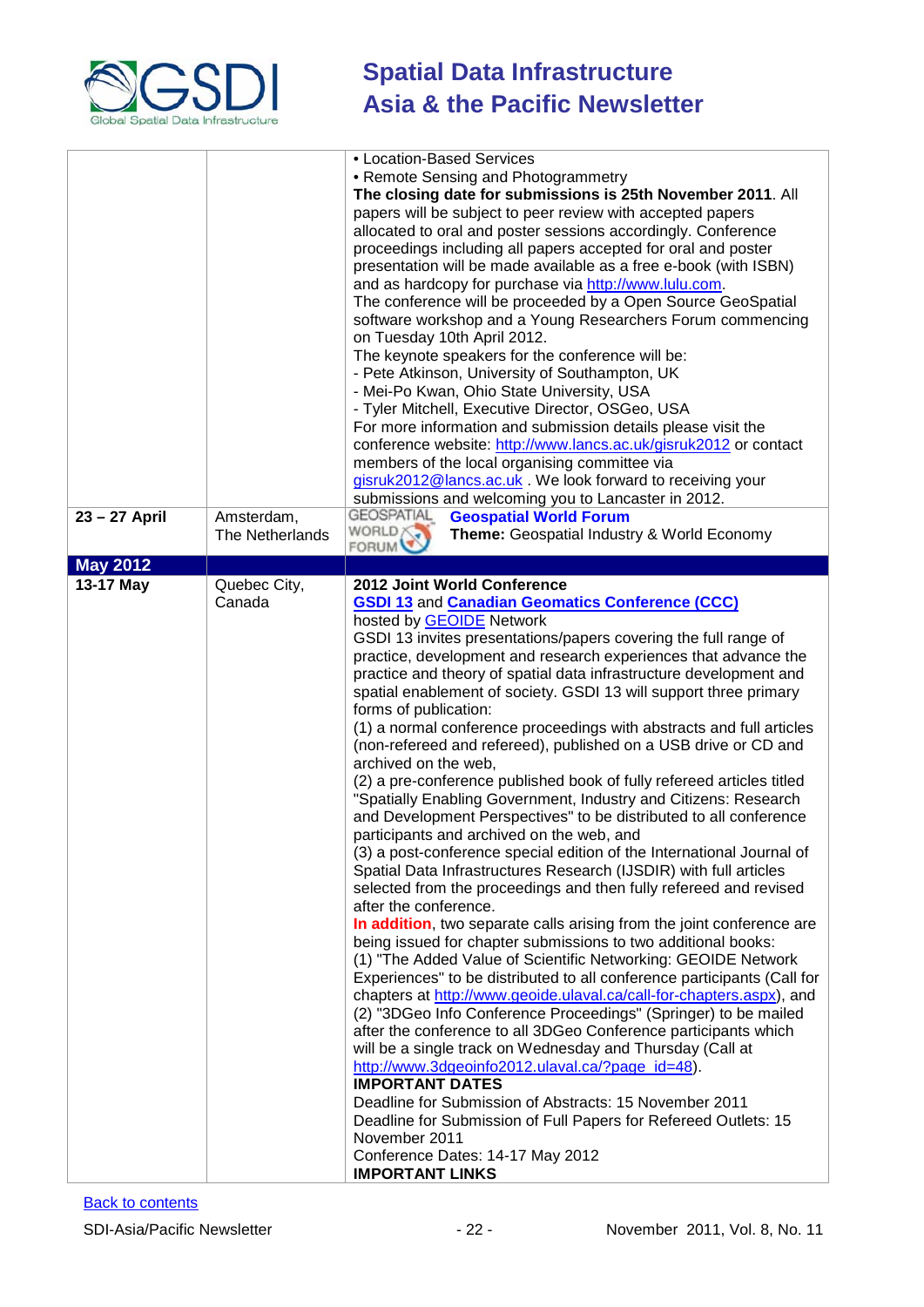| | | |
|---|---|---|
| | | • Location-Based Services<br>• Remote Sensing and Photogrammetry<br>**The closing date for submissions is 25th November 2011**. All papers will be subject to peer review with accepted papers allocated to oral and poster sessions accordingly. Conference proceedings including all papers accepted for oral and poster presentation will be made available as a free e-book (with ISBN) and as hardcopy for purchase via http://www.lulu.com.<br>The conference will be proceeded by a Open Source GeoSpatial software workshop and a Young Researchers Forum commencing on Tuesday 10th April 2012.<br>The keynote speakers for the conference will be:<br>- Pete Atkinson, University of Southampton, UK<br>- Mei-Po Kwan, Ohio State University, USA<br>- Tyler Mitchell, Executive Director, OSGeo, USA<br>For more information and submission details please visit the conference website: http://www.lancs.ac.uk/gisruk2012 or contact members of the local organising committee via gisruk2012@lancs.ac.uk . We look forward to receiving your submissions and welcoming you to Lancaster in 2012. |
| **23 – 27 April** | Amsterdam, The Netherlands | GEOSPATIAL WORLD FORUM **Geospatial World Forum**<br>**Theme:** Geospatial Industry & World Economy |
| **May 2012** | | |
| **13-17 May** | Quebec City, Canada | **2012 Joint World Conference**<br>**GSDI 13** and **Canadian Geomatics Conference (CCC)**<br>hosted by GEOIDE Network<br>GSDI 13 invites presentations/papers covering the full range of practice, development and research experiences that advance the practice and theory of spatial data infrastructure development and spatial enablement of society. GSDI 13 will support three primary forms of publication:<br>(1) a normal conference proceedings with abstracts and full articles (non-refereed and refereed), published on a USB drive or CD and archived on the web,<br>(2) a pre-conference published book of fully refereed articles titled "Spatially Enabling Government, Industry and Citizens: Research and Development Perspectives" to be distributed to all conference participants and archived on the web, and<br>(3) a post-conference special edition of the International Journal of Spatial Data Infrastructures Research (IJSDIR) with full articles selected from the proceedings and then fully refereed and revised after the conference.<br>**In addition**, two separate calls arising from the joint conference are being issued for chapter submissions to two additional books:<br>(1) "The Added Value of Scientific Networking: GEOIDE Network Experiences" to be distributed to all conference participants (Call for chapters at http://www.geoide.ulaval.ca/call-for-chapters.aspx), and<br>(2) "3DGeo Info Conference Proceedings" (Springer) to be mailed after the conference to all 3DGeo Conference participants which will be a single track on Wednesday and Thursday (Call at http://www.3dgeoinfo2012.ulaval.ca/?page_id=48).<br>**IMPORTANT DATES**<br>Deadline for Submission of Abstracts: 15 November 2011<br>Deadline for Submission of Full Papers for Refereed Outlets: 15 November 2011<br>Conference Dates: 14-17 May 2012<br>**IMPORTANT LINKS** |

Back to contents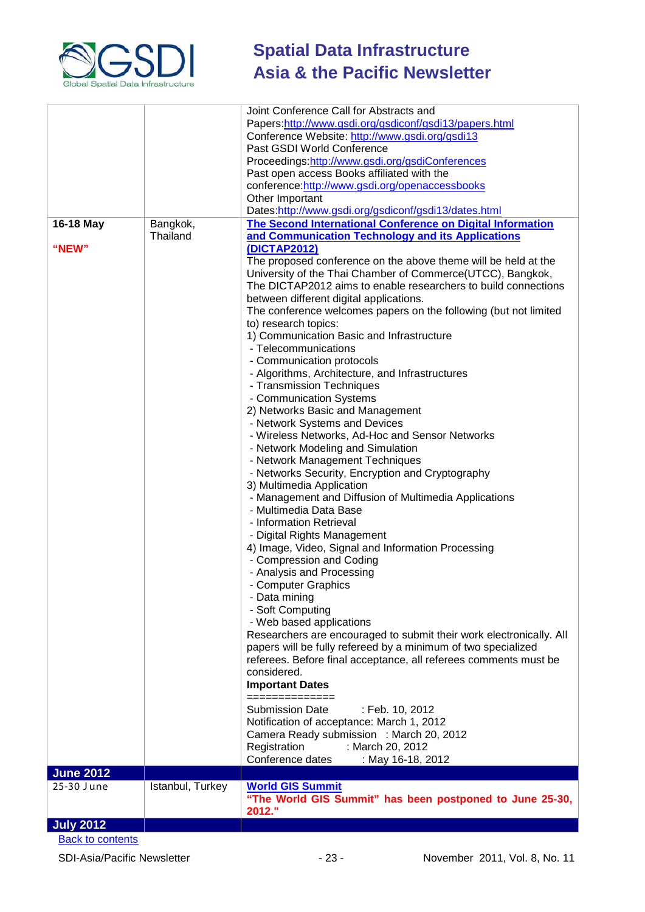| | | |
|---|---|---|
| | | Joint Conference Call for Abstracts and Papers:http://www.gsdi.org/gsdiconf/gsdi13/papers.html<br>Conference Website: http://www.gsdi.org/gsdi13<br>Past GSDI World Conference Proceedings:http://www.gsdi.org/gsdiConferences<br>Past open access Books affiliated with the conference:http://www.gsdi.org/openaccessbooks<br>Other Important Dates:http://www.gsdi.org/gsdiconf/gsdi13/dates.html |
| **16-18 May**<br><br>**"NEW"** | Bangkok, Thailand | **The Second International Conference on Digital Information and Communication Technology and its Applications (DICTAP2012)**<br>The proposed conference on the above theme will be held at the University of the Thai Chamber of Commerce(UTCC), Bangkok, The DICTAP2012 aims to enable researchers to build connections between different digital applications.<br>The conference welcomes papers on the following (but not limited to) research topics:<br>1) Communication Basic and Infrastructure<br>- Telecommunications<br>- Communication protocols<br>- Algorithms, Architecture, and Infrastructures<br>- Transmission Techniques<br>- Communication Systems<br>2) Networks Basic and Management<br>- Network Systems and Devices<br>- Wireless Networks, Ad-Hoc and Sensor Networks<br>- Network Modeling and Simulation<br>- Network Management Techniques<br>- Networks Security, Encryption and Cryptography<br>3) Multimedia Application<br>- Management and Diffusion of Multimedia Applications<br>- Multimedia Data Base<br>- Information Retrieval<br>- Digital Rights Management<br>4) Image, Video, Signal and Information Processing<br>- Compression and Coding<br>- Analysis and Processing<br>- Computer Graphics<br>- Data mining<br>- Soft Computing<br>- Web based applications<br>Researchers are encouraged to submit their work electronically. All papers will be fully refereed by a minimum of two specialized referees. Before final acceptance, all referees comments must be considered.<br>**Important Dates**<br>==============<br>Submission Date : Feb. 10, 2012<br>Notification of acceptance: March 1, 2012<br>Camera Ready submission : March 20, 2012<br>Registration : March 20, 2012<br>Conference dates : May 16-18, 2012 |
| **June 2012** | | |
| 25-30 June | Istanbul, Turkey | **World GIS Summit**<br>**"The World GIS Summit" has been postponed to June 25-30, 2012."** |
| **July 2012** | | |

Back to contents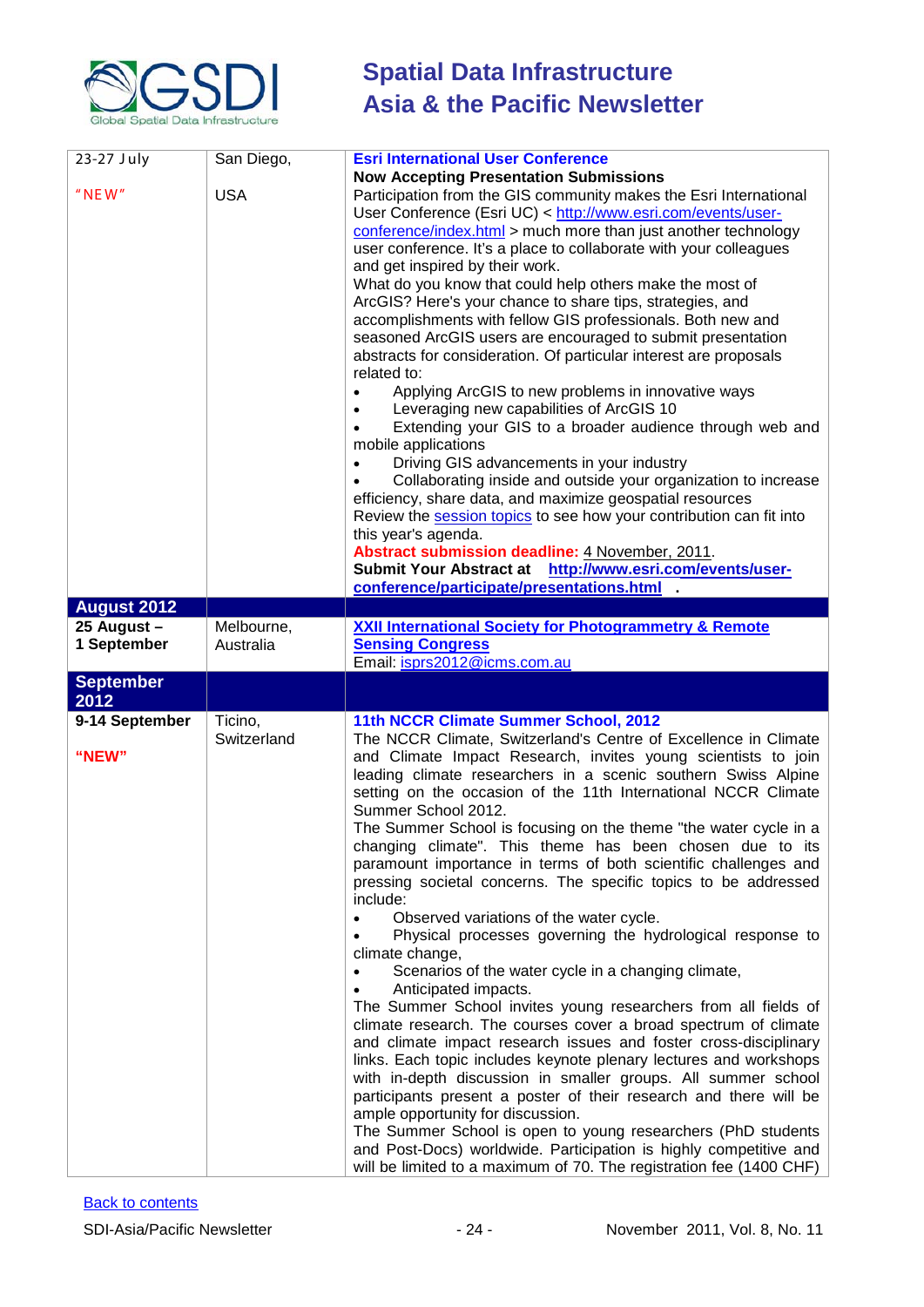| | | |
|---|---|---|
| 23-27 July<br><br>"NEW" | San Diego,<br><br>USA | **Esri International User Conference**<br>**Now Accepting Presentation Submissions**<br>Participation from the GIS community makes the Esri International User Conference (Esri UC) < http://www.esri.com/events/user-conference/index.html > much more than just another technology user conference. It's a place to collaborate with your colleagues and get inspired by their work.<br>What do you know that could help others make the most of ArcGIS? Here's your chance to share tips, strategies, and accomplishments with fellow GIS professionals. Both new and seasoned ArcGIS users are encouraged to submit presentation abstracts for consideration. Of particular interest are proposals related to:<br>• Applying ArcGIS to new problems in innovative ways<br>• Leveraging new capabilities of ArcGIS 10<br>• Extending your GIS to a broader audience through web and mobile applications<br>• Driving GIS advancements in your industry<br>• Collaborating inside and outside your organization to increase efficiency, share data, and maximize geospatial resources<br>Review the session topics to see how your contribution can fit into this year's agenda.<br>**Abstract submission deadline:** 4 November, 2011.<br>**Submit Your Abstract at http://www.esri.com/events/user-conference/participate/presentations.html .** |
| **August 2012** | | |
| **25 August – 1 September** | Melbourne, Australia | **XXII International Society for Photogrammetry & Remote Sensing Congress**<br>Email: isprs2012@icms.com.au |
| **September 2012** | | |
| **9-14 September**<br><br>**"NEW"** | Ticino, Switzerland | **11th NCCR Climate Summer School, 2012**<br>The NCCR Climate, Switzerland's Centre of Excellence in Climate and Climate Impact Research, invites young scientists to join leading climate researchers in a scenic southern Swiss Alpine setting on the occasion of the 11th International NCCR Climate Summer School 2012.<br>The Summer School is focusing on the theme "the water cycle in a changing climate". This theme has been chosen due to its paramount importance in terms of both scientific challenges and pressing societal concerns. The specific topics to be addressed include:<br>• Observed variations of the water cycle.<br>• Physical processes governing the hydrological response to climate change,<br>• Scenarios of the water cycle in a changing climate,<br>• Anticipated impacts.<br>The Summer School invites young researchers from all fields of climate research. The courses cover a broad spectrum of climate and climate impact research issues and foster cross-disciplinary links. Each topic includes keynote plenary lectures and workshops with in-depth discussion in smaller groups. All summer school participants present a poster of their research and there will be ample opportunity for discussion.<br>The Summer School is open to young researchers (PhD students and Post-Docs) worldwide. Participation is highly competitive and will be limited to a maximum of 70. The registration fee (1400 CHF) |

Back to contents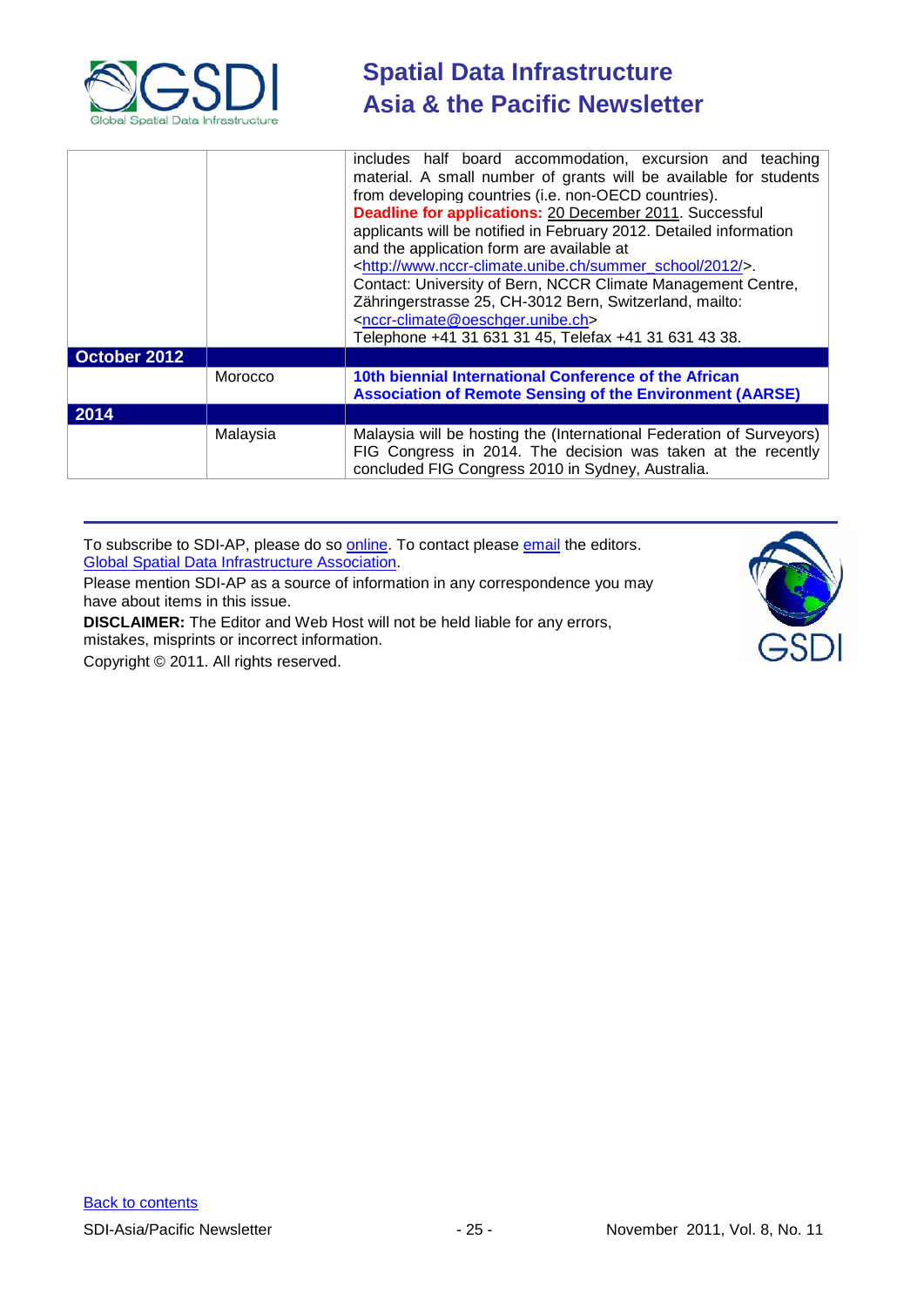| | | |
|---|---|---|
| | | includes half board accommodation, excursion and teaching material. A small number of grants will be available for students from developing countries (i.e. non-OECD countries). **Deadline for applications:** 20 December 2011. Successful applicants will be notified in February 2012. Detailed information and the application form are available at <http://www.nccr-climate.unibe.ch/summer_school/2012/>. Contact: University of Bern, NCCR Climate Management Centre, Zähringerstrasse 25, CH-3012 Bern, Switzerland, mailto: <nccr-climate@oeschger.unibe.ch> Telephone +41 31 631 31 45, Telefax +41 31 631 43 38. |
| **October 2012** | | |
| | Morocco | **10th biennial International Conference of the African Association of Remote Sensing of the Environment (AARSE)** |
| **2014** | | |
| | Malaysia | Malaysia will be hosting the (International Federation of Surveyors) FIG Congress in 2014. The decision was taken at the recently concluded FIG Congress 2010 in Sydney, Australia. |

To subscribe to SDI-AP, please do so online. To contact please email the editors.
Global Spatial Data Infrastructure Association.

Please mention SDI-AP as a source of information in any correspondence you may have about items in this issue.

**DISCLAIMER:** The Editor and Web Host will not be held liable for any errors, mistakes, misprints or incorrect information.

Copyright © 2011. All rights reserved.

Back to contents